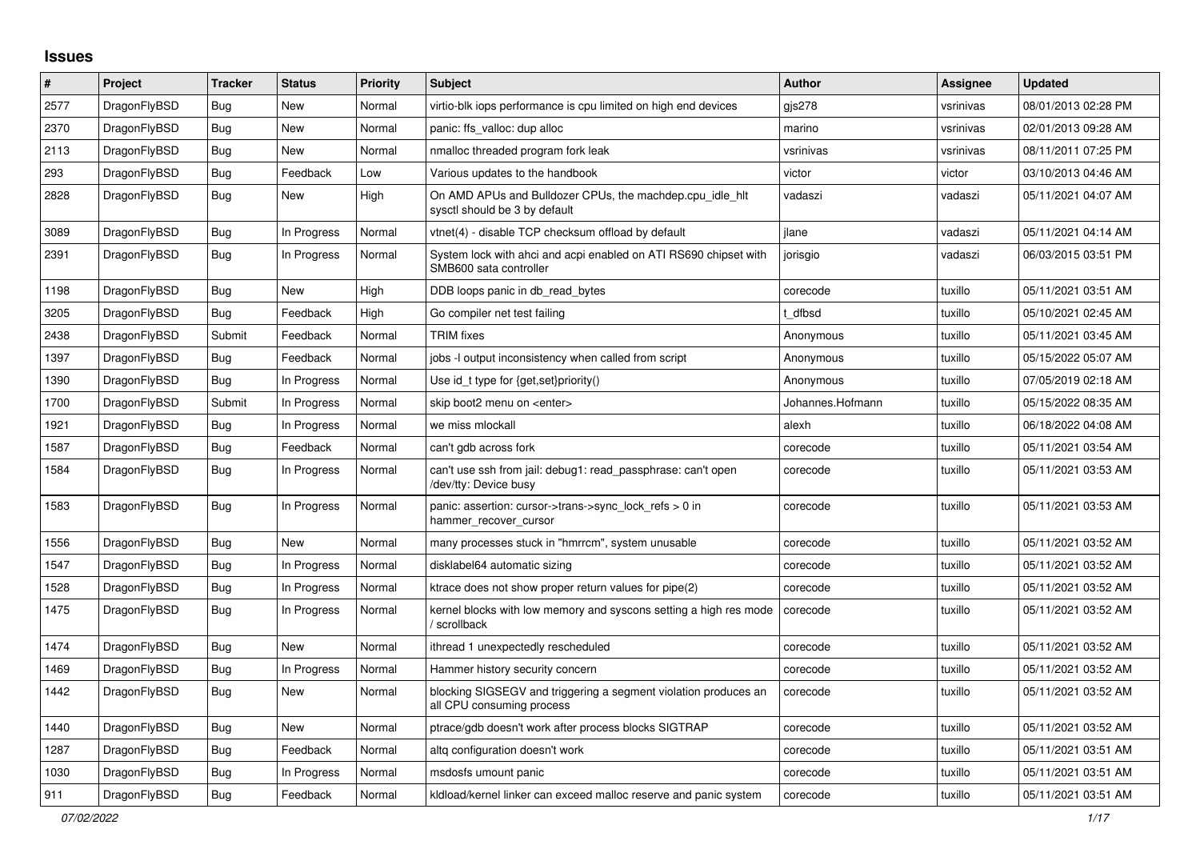# Issues

| # | Project | Tracker | Status | Priority | Subject | Author | Assignee | Updated |
|---|---|---|---|---|---|---|---|---|
| 2577 | DragonFlyBSD | Bug | New | Normal | virtio-blk iops performance is cpu limited on high end devices | gjs278 | vsrinivas | 08/01/2013 02:28 PM |
| 2370 | DragonFlyBSD | Bug | New | Normal | panic: ffs_valloc: dup alloc | marino | vsrinivas | 02/01/2013 09:28 AM |
| 2113 | DragonFlyBSD | Bug | New | Normal | nmalloc threaded program fork leak | vsrinivas | vsrinivas | 08/11/2011 07:25 PM |
| 293 | DragonFlyBSD | Bug | Feedback | Low | Various updates to the handbook | victor | victor | 03/10/2013 04:46 AM |
| 2828 | DragonFlyBSD | Bug | New | High | On AMD APUs and Bulldozer CPUs, the machdep.cpu_idle_hlt sysctl should be 3 by default | vadaszi | vadaszi | 05/11/2021 04:07 AM |
| 3089 | DragonFlyBSD | Bug | In Progress | Normal | vtnet(4) - disable TCP checksum offload by default | jlane | vadaszi | 05/11/2021 04:14 AM |
| 2391 | DragonFlyBSD | Bug | In Progress | Normal | System lock with ahci and acpi enabled on ATI RS690 chipset with SMB600 sata controller | jorisgio | vadaszi | 06/03/2015 03:51 PM |
| 1198 | DragonFlyBSD | Bug | New | High | DDB loops panic in db_read_bytes | corecode | tuxillo | 05/11/2021 03:51 AM |
| 3205 | DragonFlyBSD | Bug | Feedback | High | Go compiler net test failing | t_dfbsd | tuxillo | 05/10/2021 02:45 AM |
| 2438 | DragonFlyBSD | Submit | Feedback | Normal | TRIM fixes | Anonymous | tuxillo | 05/11/2021 03:45 AM |
| 1397 | DragonFlyBSD | Bug | Feedback | Normal | jobs -l output inconsistency when called from script | Anonymous | tuxillo | 05/15/2022 05:07 AM |
| 1390 | DragonFlyBSD | Bug | In Progress | Normal | Use id_t type for {get,set}priority() | Anonymous | tuxillo | 07/05/2019 02:18 AM |
| 1700 | DragonFlyBSD | Submit | In Progress | Normal | skip boot2 menu on <enter> | Johannes.Hofmann | tuxillo | 05/15/2022 08:35 AM |
| 1921 | DragonFlyBSD | Bug | In Progress | Normal | we miss mlockall | alexh | tuxillo | 06/18/2022 04:08 AM |
| 1587 | DragonFlyBSD | Bug | Feedback | Normal | can't gdb across fork | corecode | tuxillo | 05/11/2021 03:54 AM |
| 1584 | DragonFlyBSD | Bug | In Progress | Normal | can't use ssh from jail: debug1: read_passphrase: can't open /dev/tty: Device busy | corecode | tuxillo | 05/11/2021 03:53 AM |
| 1583 | DragonFlyBSD | Bug | In Progress | Normal | panic: assertion: cursor->trans->sync_lock_refs > 0 in hammer_recover_cursor | corecode | tuxillo | 05/11/2021 03:53 AM |
| 1556 | DragonFlyBSD | Bug | New | Normal | many processes stuck in "hmrrcm", system unusable | corecode | tuxillo | 05/11/2021 03:52 AM |
| 1547 | DragonFlyBSD | Bug | In Progress | Normal | disklabel64 automatic sizing | corecode | tuxillo | 05/11/2021 03:52 AM |
| 1528 | DragonFlyBSD | Bug | In Progress | Normal | ktrace does not show proper return values for pipe(2) | corecode | tuxillo | 05/11/2021 03:52 AM |
| 1475 | DragonFlyBSD | Bug | In Progress | Normal | kernel blocks with low memory and syscons setting a high res mode / scrollback | corecode | tuxillo | 05/11/2021 03:52 AM |
| 1474 | DragonFlyBSD | Bug | New | Normal | ithread 1 unexpectedly rescheduled | corecode | tuxillo | 05/11/2021 03:52 AM |
| 1469 | DragonFlyBSD | Bug | In Progress | Normal | Hammer history security concern | corecode | tuxillo | 05/11/2021 03:52 AM |
| 1442 | DragonFlyBSD | Bug | New | Normal | blocking SIGSEGV and triggering a segment violation produces an all CPU consuming process | corecode | tuxillo | 05/11/2021 03:52 AM |
| 1440 | DragonFlyBSD | Bug | New | Normal | ptrace/gdb doesn't work after process blocks SIGTRAP | corecode | tuxillo | 05/11/2021 03:52 AM |
| 1287 | DragonFlyBSD | Bug | Feedback | Normal | altq configuration doesn't work | corecode | tuxillo | 05/11/2021 03:51 AM |
| 1030 | DragonFlyBSD | Bug | In Progress | Normal | msdosfs umount panic | corecode | tuxillo | 05/11/2021 03:51 AM |
| 911 | DragonFlyBSD | Bug | Feedback | Normal | kldload/kernel linker can exceed malloc reserve and panic system | corecode | tuxillo | 05/11/2021 03:51 AM |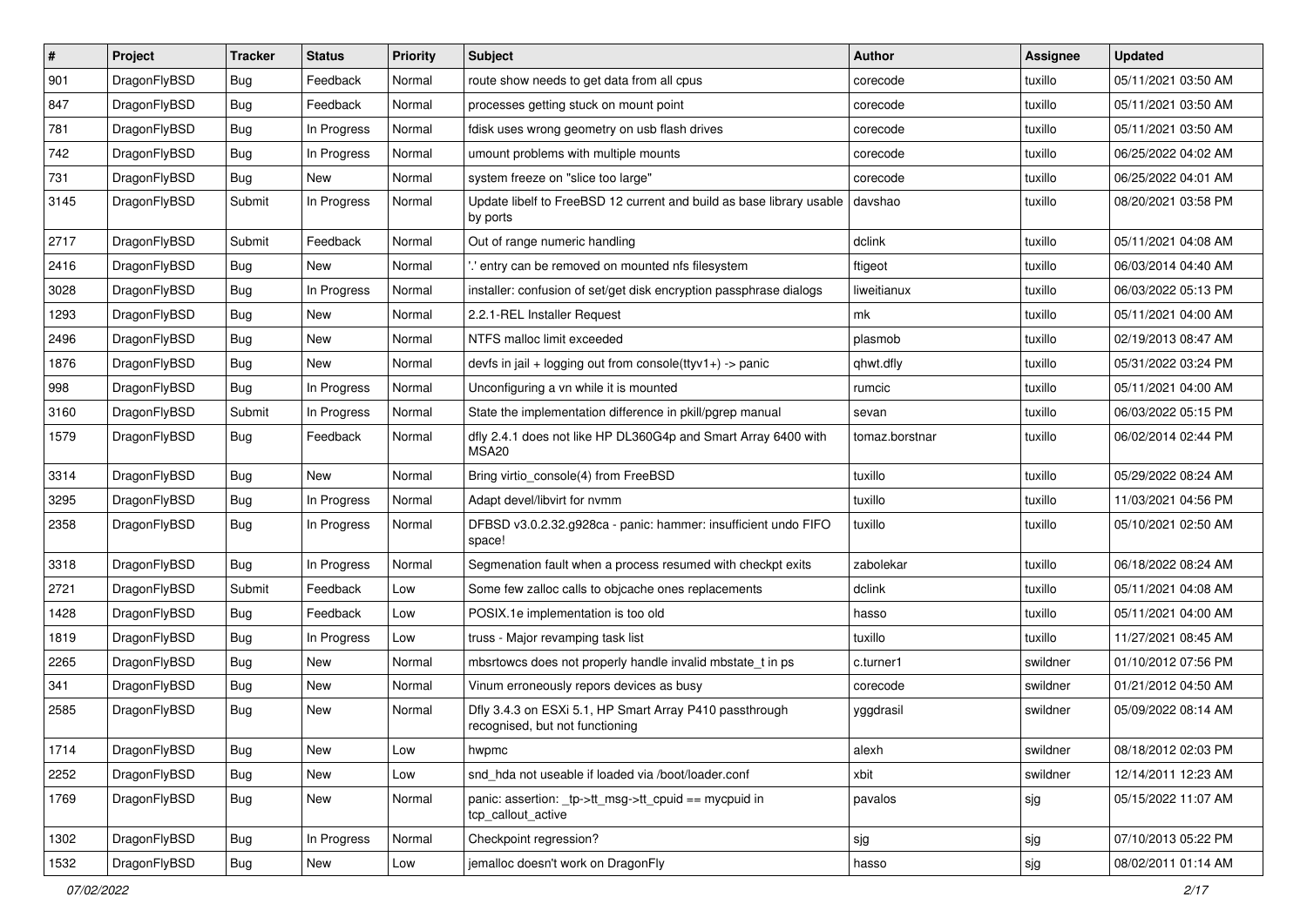| # | Project | Tracker | Status | Priority | Subject | Author | Assignee | Updated |
|---|---|---|---|---|---|---|---|---|
| 901 | DragonFlyBSD | Bug | Feedback | Normal | route show needs to get data from all cpus | corecode | tuxillo | 05/11/2021 03:50 AM |
| 847 | DragonFlyBSD | Bug | Feedback | Normal | processes getting stuck on mount point | corecode | tuxillo | 05/11/2021 03:50 AM |
| 781 | DragonFlyBSD | Bug | In Progress | Normal | fdisk uses wrong geometry on usb flash drives | corecode | tuxillo | 05/11/2021 03:50 AM |
| 742 | DragonFlyBSD | Bug | In Progress | Normal | umount problems with multiple mounts | corecode | tuxillo | 06/25/2022 04:02 AM |
| 731 | DragonFlyBSD | Bug | New | Normal | system freeze on "slice too large" | corecode | tuxillo | 06/25/2022 04:01 AM |
| 3145 | DragonFlyBSD | Submit | In Progress | Normal | Update libelf to FreeBSD 12 current and build as base library usable by ports | davshao | tuxillo | 08/20/2021 03:58 PM |
| 2717 | DragonFlyBSD | Submit | Feedback | Normal | Out of range numeric handling | dclink | tuxillo | 05/11/2021 04:08 AM |
| 2416 | DragonFlyBSD | Bug | New | Normal | '.' entry can be removed on mounted nfs filesystem | ftigeot | tuxillo | 06/03/2014 04:40 AM |
| 3028 | DragonFlyBSD | Bug | In Progress | Normal | installer: confusion of set/get disk encryption passphrase dialogs | liweitianux | tuxillo | 06/03/2022 05:13 PM |
| 1293 | DragonFlyBSD | Bug | New | Normal | 2.2.1-REL Installer Request | mk | tuxillo | 05/11/2021 04:00 AM |
| 2496 | DragonFlyBSD | Bug | New | Normal | NTFS malloc limit exceeded | plasmob | tuxillo | 02/19/2013 08:47 AM |
| 1876 | DragonFlyBSD | Bug | New | Normal | devfs in jail + logging out from console(ttyv1+) -> panic | qhwt.dfly | tuxillo | 05/31/2022 03:24 PM |
| 998 | DragonFlyBSD | Bug | In Progress | Normal | Unconfiguring a vn while it is mounted | rumcic | tuxillo | 05/11/2021 04:00 AM |
| 3160 | DragonFlyBSD | Submit | In Progress | Normal | State the implementation difference in pkill/pgrep manual | sevan | tuxillo | 06/03/2022 05:15 PM |
| 1579 | DragonFlyBSD | Bug | Feedback | Normal | dfly 2.4.1 does not like HP DL360G4p and Smart Array 6400 with MSA20 | tomaz.borstnar | tuxillo | 06/02/2014 02:44 PM |
| 3314 | DragonFlyBSD | Bug | New | Normal | Bring virtio_console(4) from FreeBSD | tuxillo | tuxillo | 05/29/2022 08:24 AM |
| 3295 | DragonFlyBSD | Bug | In Progress | Normal | Adapt devel/libvirt for nvmm | tuxillo | tuxillo | 11/03/2021 04:56 PM |
| 2358 | DragonFlyBSD | Bug | In Progress | Normal | DFBSD v3.0.2.32.g928ca - panic: hammer: insufficient undo FIFO space! | tuxillo | tuxillo | 05/10/2021 02:50 AM |
| 3318 | DragonFlyBSD | Bug | In Progress | Normal | Segmenation fault when a process resumed with checkpt exits | zabolekar | tuxillo | 06/18/2022 08:24 AM |
| 2721 | DragonFlyBSD | Submit | Feedback | Low | Some few zalloc calls to objcache ones replacements | dclink | tuxillo | 05/11/2021 04:08 AM |
| 1428 | DragonFlyBSD | Bug | Feedback | Low | POSIX.1e implementation is too old | hasso | tuxillo | 05/11/2021 04:00 AM |
| 1819 | DragonFlyBSD | Bug | In Progress | Low | truss - Major revamping task list | tuxillo | tuxillo | 11/27/2021 08:45 AM |
| 2265 | DragonFlyBSD | Bug | New | Normal | mbsrtowcs does not properly handle invalid mbstate_t in ps | c.turner1 | swildner | 01/10/2012 07:56 PM |
| 341 | DragonFlyBSD | Bug | New | Normal | Vinum erroneously repors devices as busy | corecode | swildner | 01/21/2012 04:50 AM |
| 2585 | DragonFlyBSD | Bug | New | Normal | Dfly 3.4.3 on ESXi 5.1, HP Smart Array P410 passthrough recognised, but not functioning | yggdrasil | swildner | 05/09/2022 08:14 AM |
| 1714 | DragonFlyBSD | Bug | New | Low | hwpmc | alexh | swildner | 08/18/2012 02:03 PM |
| 2252 | DragonFlyBSD | Bug | New | Low | snd_hda not useable if loaded via /boot/loader.conf | xbit | swildner | 12/14/2011 12:23 AM |
| 1769 | DragonFlyBSD | Bug | New | Normal | panic: assertion: _tp->tt_msg->tt_cpuid == mycpuid in tcp_callout_active | pavalos | sjg | 05/15/2022 11:07 AM |
| 1302 | DragonFlyBSD | Bug | In Progress | Normal | Checkpoint regression? | sjg | sjg | 07/10/2013 05:22 PM |
| 1532 | DragonFlyBSD | Bug | New | Low | jemalloc doesn't work on DragonFly | hasso | sjg | 08/02/2011 01:14 AM |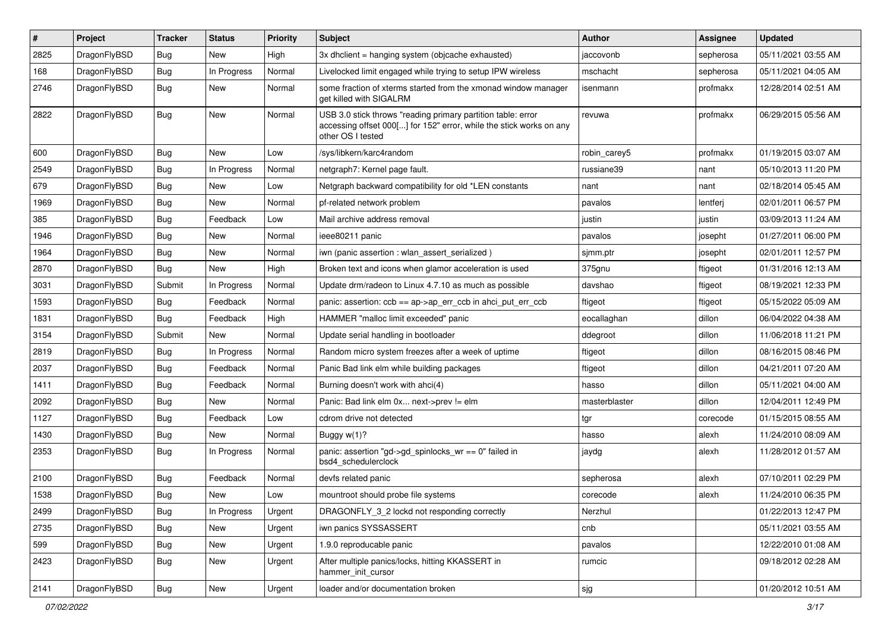| # | Project | Tracker | Status | Priority | Subject | Author | Assignee | Updated |
|---|---|---|---|---|---|---|---|---|
| 2825 | DragonFlyBSD | Bug | New | High | 3x dhclient = hanging system (objcache exhausted) | jaccovonb | sepherosa | 05/11/2021 03:55 AM |
| 168 | DragonFlyBSD | Bug | In Progress | Normal | Livelocked limit engaged while trying to setup IPW wireless | mschacht | sepherosa | 05/11/2021 04:05 AM |
| 2746 | DragonFlyBSD | Bug | New | Normal | some fraction of xterms started from the xmonad window manager get killed with SIGALRM | isenmann | profmakx | 12/28/2014 02:51 AM |
| 2822 | DragonFlyBSD | Bug | New | Normal | USB 3.0 stick throws "reading primary partition table: error accessing offset 000[...] for 152" error, while the stick works on any other OS I tested | revuwa | profmakx | 06/29/2015 05:56 AM |
| 600 | DragonFlyBSD | Bug | New | Low | /sys/libkern/karc4random | robin_carey5 | profmakx | 01/19/2015 03:07 AM |
| 2549 | DragonFlyBSD | Bug | In Progress | Normal | netgraph7: Kernel page fault. | russiane39 | nant | 05/10/2013 11:20 PM |
| 679 | DragonFlyBSD | Bug | New | Low | Netgraph backward compatibility for old *LEN constants | nant | nant | 02/18/2014 05:45 AM |
| 1969 | DragonFlyBSD | Bug | New | Normal | pf-related network problem | pavalos | lentferj | 02/01/2011 06:57 PM |
| 385 | DragonFlyBSD | Bug | Feedback | Low | Mail archive address removal | justin | justin | 03/09/2013 11:24 AM |
| 1946 | DragonFlyBSD | Bug | New | Normal | ieee80211 panic | pavalos | josepht | 01/27/2011 06:00 PM |
| 1964 | DragonFlyBSD | Bug | New | Normal | iwn (panic assertion : wlan_assert_serialized ) | sjmm.ptr | josepht | 02/01/2011 12:57 PM |
| 2870 | DragonFlyBSD | Bug | New | High | Broken text and icons when glamor acceleration is used | 375gnu | ftigeot | 01/31/2016 12:13 AM |
| 3031 | DragonFlyBSD | Submit | In Progress | Normal | Update drm/radeon to Linux 4.7.10 as much as possible | davshao | ftigeot | 08/19/2021 12:33 PM |
| 1593 | DragonFlyBSD | Bug | Feedback | Normal | panic: assertion: ccb == ap->ap_err_ccb in ahci_put_err_ccb | ftigeot | ftigeot | 05/15/2022 05:09 AM |
| 1831 | DragonFlyBSD | Bug | Feedback | High | HAMMER "malloc limit exceeded" panic | eocallaghan | dillon | 06/04/2022 04:38 AM |
| 3154 | DragonFlyBSD | Submit | New | Normal | Update serial handling in bootloader | ddegroot | dillon | 11/06/2018 11:21 PM |
| 2819 | DragonFlyBSD | Bug | In Progress | Normal | Random micro system freezes after a week of uptime | ftigeot | dillon | 08/16/2015 08:46 PM |
| 2037 | DragonFlyBSD | Bug | Feedback | Normal | Panic Bad link elm while building packages | ftigeot | dillon | 04/21/2011 07:20 AM |
| 1411 | DragonFlyBSD | Bug | Feedback | Normal | Burning doesn't work with ahci(4) | hasso | dillon | 05/11/2021 04:00 AM |
| 2092 | DragonFlyBSD | Bug | New | Normal | Panic: Bad link elm 0x... next->prev != elm | masterblaster | dillon | 12/04/2011 12:49 PM |
| 1127 | DragonFlyBSD | Bug | Feedback | Low | cdrom drive not detected | tgr | corecode | 01/15/2015 08:55 AM |
| 1430 | DragonFlyBSD | Bug | New | Normal | Buggy w(1)? | hasso | alexh | 11/24/2010 08:09 AM |
| 2353 | DragonFlyBSD | Bug | In Progress | Normal | panic: assertion "gd->gd_spinlocks_wr == 0" failed in bsd4_schedulerclock | jaydg | alexh | 11/28/2012 01:57 AM |
| 2100 | DragonFlyBSD | Bug | Feedback | Normal | devfs related panic | sepherosa | alexh | 07/10/2011 02:29 PM |
| 1538 | DragonFlyBSD | Bug | New | Low | mountroot should probe file systems | corecode | alexh | 11/24/2010 06:35 PM |
| 2499 | DragonFlyBSD | Bug | In Progress | Urgent | DRAGONFLY_3_2 lockd not responding correctly | Nerzhul | | 01/22/2013 12:47 PM |
| 2735 | DragonFlyBSD | Bug | New | Urgent | iwn panics SYSSASSERT | cnb | | 05/11/2021 03:55 AM |
| 599 | DragonFlyBSD | Bug | New | Urgent | 1.9.0 reproducable panic | pavalos | | 12/22/2010 01:08 AM |
| 2423 | DragonFlyBSD | Bug | New | Urgent | After multiple panics/locks, hitting KKASSERT in hammer_init_cursor | rumcic | | 09/18/2012 02:28 AM |
| 2141 | DragonFlyBSD | Bug | New | Urgent | loader and/or documentation broken | sjg | | 01/20/2012 10:51 AM |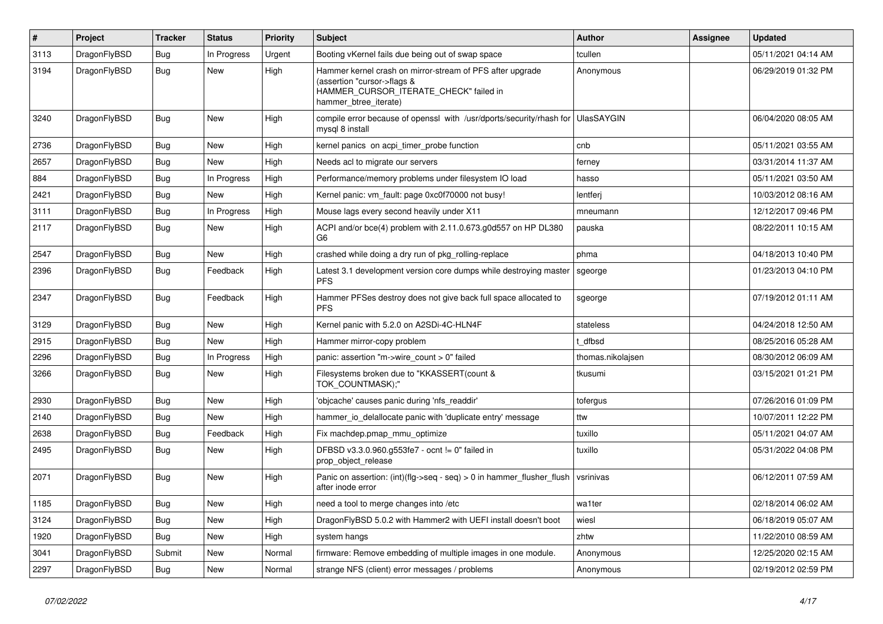| # | Project | Tracker | Status | Priority | Subject | Author | Assignee | Updated |
|---|---|---|---|---|---|---|---|---|
| 3113 | DragonFlyBSD | Bug | In Progress | Urgent | Booting vKernel fails due being out of swap space | tcullen | | 05/11/2021 04:14 AM |
| 3194 | DragonFlyBSD | Bug | New | High | Hammer kernel crash on mirror-stream of PFS after upgrade (assertion "cursor->flags & HAMMER_CURSOR_ITERATE_CHECK" failed in hammer_btree_iterate) | Anonymous | | 06/29/2019 01:32 PM |
| 3240 | DragonFlyBSD | Bug | New | High | compile error because of openssl with /usr/dports/security/rhash for mysql 8 install | UlasSAYGIN | | 06/04/2020 08:05 AM |
| 2736 | DragonFlyBSD | Bug | New | High | kernel panics on acpi_timer_probe function | cnb | | 05/11/2021 03:55 AM |
| 2657 | DragonFlyBSD | Bug | New | High | Needs acl to migrate our servers | ferney | | 03/31/2014 11:37 AM |
| 884 | DragonFlyBSD | Bug | In Progress | High | Performance/memory problems under filesystem IO load | hasso | | 05/11/2021 03:50 AM |
| 2421 | DragonFlyBSD | Bug | New | High | Kernel panic: vm_fault: page 0xc0f70000 not busy! | lentferj | | 10/03/2012 08:16 AM |
| 3111 | DragonFlyBSD | Bug | In Progress | High | Mouse lags every second heavily under X11 | mneumann | | 12/12/2017 09:46 PM |
| 2117 | DragonFlyBSD | Bug | New | High | ACPI and/or bce(4) problem with 2.11.0.673.g0d557 on HP DL380 G6 | pauska | | 08/22/2011 10:15 AM |
| 2547 | DragonFlyBSD | Bug | New | High | crashed while doing a dry run of pkg_rolling-replace | phma | | 04/18/2013 10:40 PM |
| 2396 | DragonFlyBSD | Bug | Feedback | High | Latest 3.1 development version core dumps while destroying master PFS | sgeorge | | 01/23/2013 04:10 PM |
| 2347 | DragonFlyBSD | Bug | Feedback | High | Hammer PFSes destroy does not give back full space allocated to PFS | sgeorge | | 07/19/2012 01:11 AM |
| 3129 | DragonFlyBSD | Bug | New | High | Kernel panic with 5.2.0 on A2SDi-4C-HLN4F | stateless | | 04/24/2018 12:50 AM |
| 2915 | DragonFlyBSD | Bug | New | High | Hammer mirror-copy problem | t_dfbsd | | 08/25/2016 05:28 AM |
| 2296 | DragonFlyBSD | Bug | In Progress | High | panic: assertion "m->wire_count > 0" failed | thomas.nikolajsen | | 08/30/2012 06:09 AM |
| 3266 | DragonFlyBSD | Bug | New | High | Filesystems broken due to "KKASSERT(count & TOK_COUNTMASK);" | tkusumi | | 03/15/2021 01:21 PM |
| 2930 | DragonFlyBSD | Bug | New | High | 'objcache' causes panic during 'nfs_readdir' | tofergus | | 07/26/2016 01:09 PM |
| 2140 | DragonFlyBSD | Bug | New | High | hammer_io_delallocate panic with 'duplicate entry' message | ttw | | 10/07/2011 12:22 PM |
| 2638 | DragonFlyBSD | Bug | Feedback | High | Fix machdep.pmap_mmu_optimize | tuxillo | | 05/11/2021 04:07 AM |
| 2495 | DragonFlyBSD | Bug | New | High | DFBSD v3.3.0.960.g553fe7 - ocnt != 0" failed in prop_object_release | tuxillo | | 05/31/2022 04:08 PM |
| 2071 | DragonFlyBSD | Bug | New | High | Panic on assertion: (int)(flg->seq - seq) > 0 in hammer_flusher_flush after inode error | vsrinivas | | 06/12/2011 07:59 AM |
| 1185 | DragonFlyBSD | Bug | New | High | need a tool to merge changes into /etc | wa1ter | | 02/18/2014 06:02 AM |
| 3124 | DragonFlyBSD | Bug | New | High | DragonFlyBSD 5.0.2 with Hammer2 with UEFI install doesn't boot | wiesl | | 06/18/2019 05:07 AM |
| 1920 | DragonFlyBSD | Bug | New | High | system hangs | zhtw | | 11/22/2010 08:59 AM |
| 3041 | DragonFlyBSD | Submit | New | Normal | firmware: Remove embedding of multiple images in one module. | Anonymous | | 12/25/2020 02:15 AM |
| 2297 | DragonFlyBSD | Bug | New | Normal | strange NFS (client) error messages / problems | Anonymous | | 02/19/2012 02:59 PM |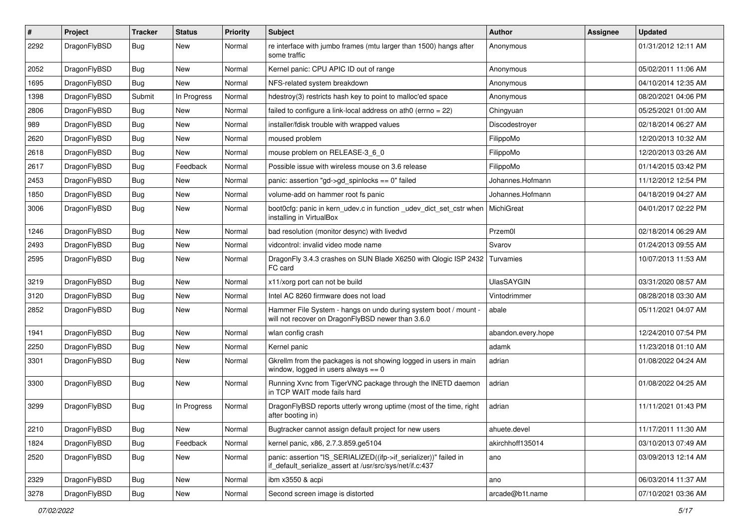| # | Project | Tracker | Status | Priority | Subject | Author | Assignee | Updated |
|---|---|---|---|---|---|---|---|---|
| 2292 | DragonFlyBSD | Bug | New | Normal | re interface with jumbo frames (mtu larger than 1500) hangs after some traffic | Anonymous | | 01/31/2012 12:11 AM |
| 2052 | DragonFlyBSD | Bug | New | Normal | Kernel panic: CPU APIC ID out of range | Anonymous | | 05/02/2011 11:06 AM |
| 1695 | DragonFlyBSD | Bug | New | Normal | NFS-related system breakdown | Anonymous | | 04/10/2014 12:35 AM |
| 1398 | DragonFlyBSD | Submit | In Progress | Normal | hdestroy(3) restricts hash key to point to malloc'ed space | Anonymous | | 08/20/2021 04:06 PM |
| 2806 | DragonFlyBSD | Bug | New | Normal | failed to configure a link-local address on ath0 (errno = 22) | Chingyuan | | 05/25/2021 01:00 AM |
| 989 | DragonFlyBSD | Bug | New | Normal | installer/fdisk trouble with wrapped values | Discodestroyer | | 02/18/2014 06:27 AM |
| 2620 | DragonFlyBSD | Bug | New | Normal | moused problem | FilippoMo | | 12/20/2013 10:32 AM |
| 2618 | DragonFlyBSD | Bug | New | Normal | mouse problem on RELEASE-3_6_0 | FilippoMo | | 12/20/2013 03:26 AM |
| 2617 | DragonFlyBSD | Bug | Feedback | Normal | Possible issue with wireless mouse on 3.6 release | FilippoMo | | 01/14/2015 03:42 PM |
| 2453 | DragonFlyBSD | Bug | New | Normal | panic: assertion "gd->gd_spinlocks == 0" failed | Johannes.Hofmann | | 11/12/2012 12:54 PM |
| 1850 | DragonFlyBSD | Bug | New | Normal | volume-add on hammer root fs panic | Johannes.Hofmann | | 04/18/2019 04:27 AM |
| 3006 | DragonFlyBSD | Bug | New | Normal | boot0cfg: panic in kern_udev.c in function _udev_dict_set_cstr when installing in VirtualBox | MichiGreat | | 04/01/2017 02:22 PM |
| 1246 | DragonFlyBSD | Bug | New | Normal | bad resolution (monitor desync) with livedvd | Przem0l | | 02/18/2014 06:29 AM |
| 2493 | DragonFlyBSD | Bug | New | Normal | vidcontrol: invalid video mode name | Svarov | | 01/24/2013 09:55 AM |
| 2595 | DragonFlyBSD | Bug | New | Normal | DragonFly 3.4.3 crashes on SUN Blade X6250 with Qlogic ISP 2432 FC card | Turvamies | | 10/07/2013 11:53 AM |
| 3219 | DragonFlyBSD | Bug | New | Normal | x11/xorg port can not be build | UlasSAYGIN | | 03/31/2020 08:57 AM |
| 3120 | DragonFlyBSD | Bug | New | Normal | Intel AC 8260 firmware does not load | Vintodrimmer | | 08/28/2018 03:30 AM |
| 2852 | DragonFlyBSD | Bug | New | Normal | Hammer File System - hangs on undo during system boot / mount - will not recover on DragonFlyBSD newer than 3.6.0 | abale | | 05/11/2021 04:07 AM |
| 1941 | DragonFlyBSD | Bug | New | Normal | wlan config crash | abandon.every.hope | | 12/24/2010 07:54 PM |
| 2250 | DragonFlyBSD | Bug | New | Normal | Kernel panic | adamk | | 11/23/2018 01:10 AM |
| 3301 | DragonFlyBSD | Bug | New | Normal | Gkrellm from the packages is not showing logged in users in main window, logged in users always == 0 | adrian | | 01/08/2022 04:24 AM |
| 3300 | DragonFlyBSD | Bug | New | Normal | Running Xvnc from TigerVNC package through the INETD daemon in TCP WAIT mode fails hard | adrian | | 01/08/2022 04:25 AM |
| 3299 | DragonFlyBSD | Bug | In Progress | Normal | DragonFlyBSD reports utterly wrong uptime (most of the time, right after booting in) | adrian | | 11/11/2021 01:43 PM |
| 2210 | DragonFlyBSD | Bug | New | Normal | Bugtracker cannot assign default project for new users | ahuete.devel | | 11/17/2011 11:30 AM |
| 1824 | DragonFlyBSD | Bug | Feedback | Normal | kernel panic, x86, 2.7.3.859.ge5104 | akirchhoff135014 | | 03/10/2013 07:49 AM |
| 2520 | DragonFlyBSD | Bug | New | Normal | panic: assertion "IS_SERIALIZED((ifp->if_serializer))" failed in if_default_serialize_assert at /usr/src/sys/net/if.c:437 | ano | | 03/09/2013 12:14 AM |
| 2329 | DragonFlyBSD | Bug | New | Normal | ibm x3550 & acpi | ano | | 06/03/2014 11:37 AM |
| 3278 | DragonFlyBSD | Bug | New | Normal | Second screen image is distorted | arcade@b1t.name | | 07/10/2021 03:36 AM |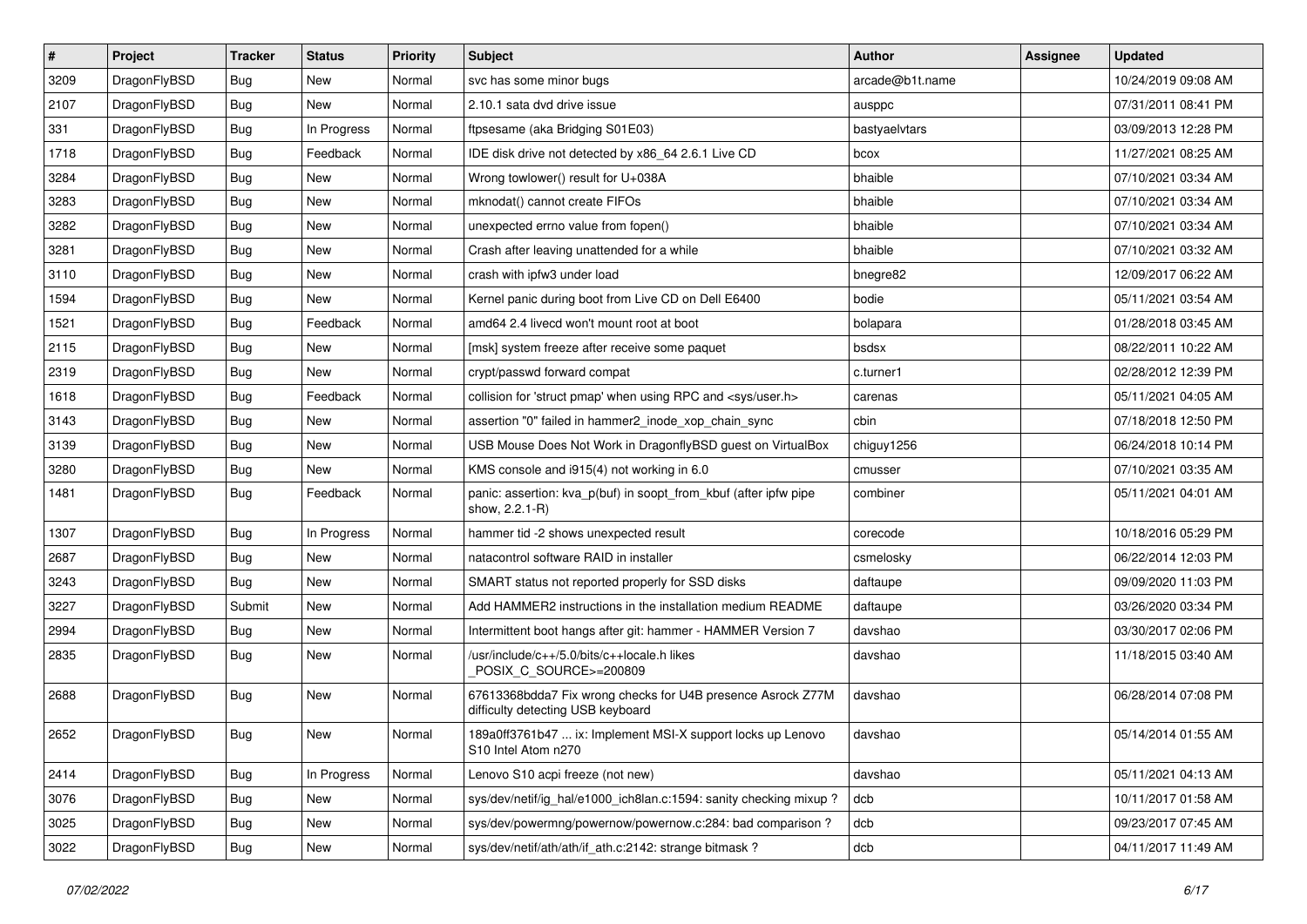| # | Project | Tracker | Status | Priority | Subject | Author | Assignee | Updated |
|---|---|---|---|---|---|---|---|---|
| 3209 | DragonFlyBSD | Bug | New | Normal | svc has some minor bugs | arcade@b1t.name | | 10/24/2019 09:08 AM |
| 2107 | DragonFlyBSD | Bug | New | Normal | 2.10.1 sata dvd drive issue | ausppc | | 07/31/2011 08:41 PM |
| 331 | DragonFlyBSD | Bug | In Progress | Normal | ftpsesame (aka Bridging S01E03) | bastyaelvtars | | 03/09/2013 12:28 PM |
| 1718 | DragonFlyBSD | Bug | Feedback | Normal | IDE disk drive not detected by x86_64 2.6.1 Live CD | bcox | | 11/27/2021 08:25 AM |
| 3284 | DragonFlyBSD | Bug | New | Normal | Wrong towlower() result for U+038A | bhaible | | 07/10/2021 03:34 AM |
| 3283 | DragonFlyBSD | Bug | New | Normal | mknodat() cannot create FIFOs | bhaible | | 07/10/2021 03:34 AM |
| 3282 | DragonFlyBSD | Bug | New | Normal | unexpected errno value from fopen() | bhaible | | 07/10/2021 03:34 AM |
| 3281 | DragonFlyBSD | Bug | New | Normal | Crash after leaving unattended for a while | bhaible | | 07/10/2021 03:32 AM |
| 3110 | DragonFlyBSD | Bug | New | Normal | crash with ipfw3 under load | bnegre82 | | 12/09/2017 06:22 AM |
| 1594 | DragonFlyBSD | Bug | New | Normal | Kernel panic during boot from Live CD on Dell E6400 | bodie | | 05/11/2021 03:54 AM |
| 1521 | DragonFlyBSD | Bug | Feedback | Normal | amd64 2.4 livecd won't mount root at boot | bolapara | | 01/28/2018 03:45 AM |
| 2115 | DragonFlyBSD | Bug | New | Normal | [msk] system freeze after receive some paquet | bsdsx | | 08/22/2011 10:22 AM |
| 2319 | DragonFlyBSD | Bug | New | Normal | crypt/passwd forward compat | c.turner1 | | 02/28/2012 12:39 PM |
| 1618 | DragonFlyBSD | Bug | Feedback | Normal | collision for 'struct pmap' when using RPC and <sys/user.h> | carenas | | 05/11/2021 04:05 AM |
| 3143 | DragonFlyBSD | Bug | New | Normal | assertion "0" failed in hammer2_inode_xop_chain_sync | cbin | | 07/18/2018 12:50 PM |
| 3139 | DragonFlyBSD | Bug | New | Normal | USB Mouse Does Not Work in DragonflyBSD guest on VirtualBox | chiguy1256 | | 06/24/2018 10:14 PM |
| 3280 | DragonFlyBSD | Bug | New | Normal | KMS console and i915(4) not working in 6.0 | cmusser | | 07/10/2021 03:35 AM |
| 1481 | DragonFlyBSD | Bug | Feedback | Normal | panic: assertion: kva_p(buf) in soopt_from_kbuf (after ipfw pipe show, 2.2.1-R) | combiner | | 05/11/2021 04:01 AM |
| 1307 | DragonFlyBSD | Bug | In Progress | Normal | hammer tid -2 shows unexpected result | corecode | | 10/18/2016 05:29 PM |
| 2687 | DragonFlyBSD | Bug | New | Normal | natacontrol software RAID in installer | csmelosky | | 06/22/2014 12:03 PM |
| 3243 | DragonFlyBSD | Bug | New | Normal | SMART status not reported properly for SSD disks | daftaupe | | 09/09/2020 11:03 PM |
| 3227 | DragonFlyBSD | Submit | New | Normal | Add HAMMER2 instructions in the installation medium README | daftaupe | | 03/26/2020 03:34 PM |
| 2994 | DragonFlyBSD | Bug | New | Normal | Intermittent boot hangs after git: hammer - HAMMER Version 7 | davshao | | 03/30/2017 02:06 PM |
| 2835 | DragonFlyBSD | Bug | New | Normal | /usr/include/c++/5.0/bits/c++locale.h likes _POSIX_C_SOURCE>=200809 | davshao | | 11/18/2015 03:40 AM |
| 2688 | DragonFlyBSD | Bug | New | Normal | 67613368bdda7 Fix wrong checks for U4B presence Asrock Z77M difficulty detecting USB keyboard | davshao | | 06/28/2014 07:08 PM |
| 2652 | DragonFlyBSD | Bug | New | Normal | 189a0ff3761b47 ... ix: Implement MSI-X support locks up Lenovo S10 Intel Atom n270 | davshao | | 05/14/2014 01:55 AM |
| 2414 | DragonFlyBSD | Bug | In Progress | Normal | Lenovo S10 acpi freeze (not new) | davshao | | 05/11/2021 04:13 AM |
| 3076 | DragonFlyBSD | Bug | New | Normal | sys/dev/netif/ig_hal/e1000_ich8lan.c:1594: sanity checking mixup ? | dcb | | 10/11/2017 01:58 AM |
| 3025 | DragonFlyBSD | Bug | New | Normal | sys/dev/powermng/powernow/powernow.c:284: bad comparison ? | dcb | | 09/23/2017 07:45 AM |
| 3022 | DragonFlyBSD | Bug | New | Normal | sys/dev/netif/ath/ath/if_ath.c:2142: strange bitmask ? | dcb | | 04/11/2017 11:49 AM |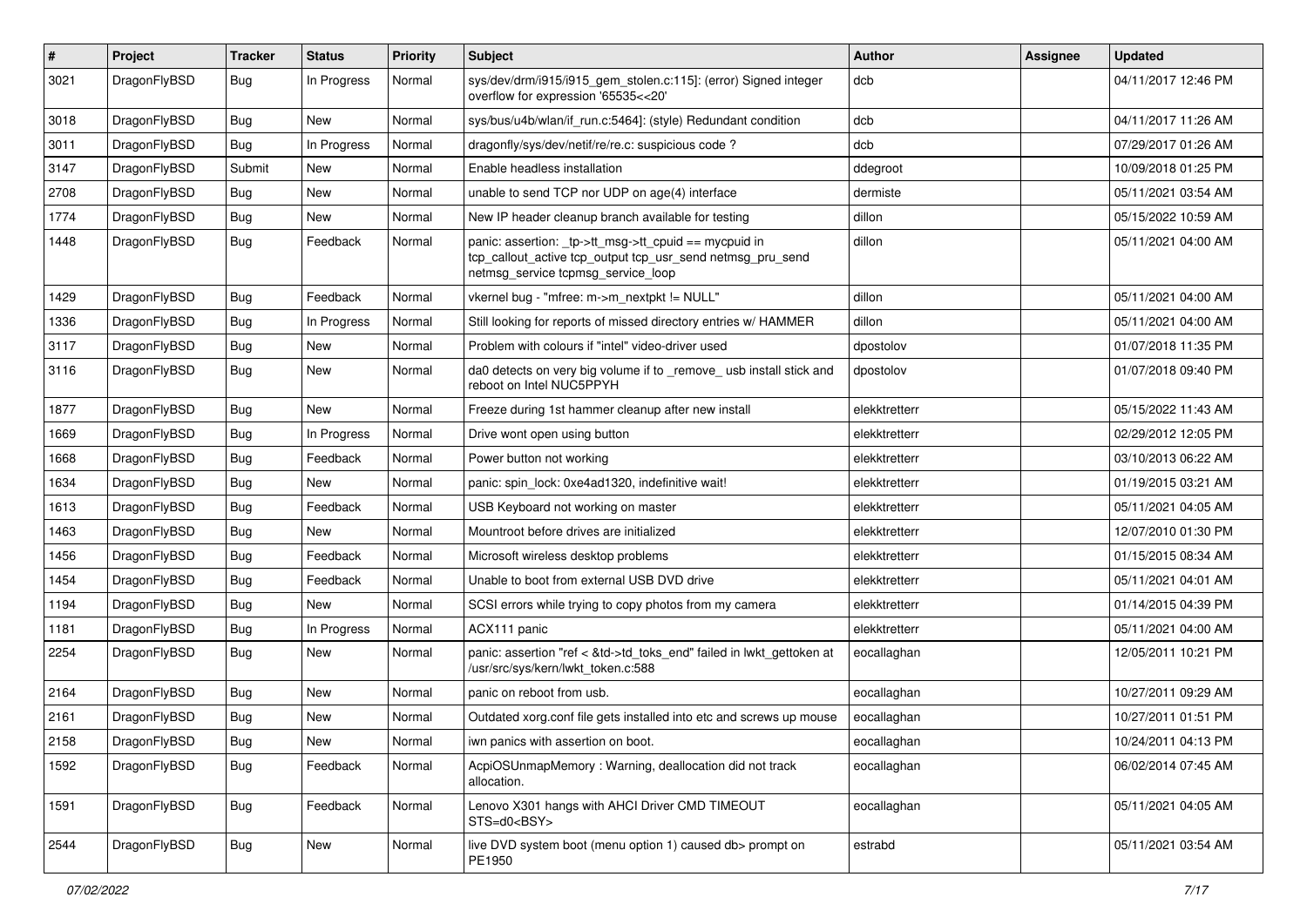| # | Project | Tracker | Status | Priority | Subject | Author | Assignee | Updated |
|---|---|---|---|---|---|---|---|---|
| 3021 | DragonFlyBSD | Bug | In Progress | Normal | sys/dev/drm/i915/i915_gem_stolen.c:115]: (error) Signed integer overflow for expression '65535<<20' | dcb | | 04/11/2017 12:46 PM |
| 3018 | DragonFlyBSD | Bug | New | Normal | sys/bus/u4b/wlan/if_run.c:5464]: (style) Redundant condition | dcb | | 04/11/2017 11:26 AM |
| 3011 | DragonFlyBSD | Bug | In Progress | Normal | dragonfly/sys/dev/netif/re/re.c: suspicious code ? | dcb | | 07/29/2017 01:26 AM |
| 3147 | DragonFlyBSD | Submit | New | Normal | Enable headless installation | ddegroot | | 10/09/2018 01:25 PM |
| 2708 | DragonFlyBSD | Bug | New | Normal | unable to send TCP nor UDP on age(4) interface | dermiste | | 05/11/2021 03:54 AM |
| 1774 | DragonFlyBSD | Bug | New | Normal | New IP header cleanup branch available for testing | dillon | | 05/15/2022 10:59 AM |
| 1448 | DragonFlyBSD | Bug | Feedback | Normal | panic: assertion: _tp->tt_msg->tt_cpuid == mycpuid in tcp_callout_active tcp_output tcp_usr_send netmsg_pru_send netmsg_service tcpmsg_service_loop | dillon | | 05/11/2021 04:00 AM |
| 1429 | DragonFlyBSD | Bug | Feedback | Normal | vkernel bug - "mfree: m->m_nextpkt != NULL" | dillon | | 05/11/2021 04:00 AM |
| 1336 | DragonFlyBSD | Bug | In Progress | Normal | Still looking for reports of missed directory entries w/ HAMMER | dillon | | 05/11/2021 04:00 AM |
| 3117 | DragonFlyBSD | Bug | New | Normal | Problem with colours if "intel" video-driver used | dpostolov | | 01/07/2018 11:35 PM |
| 3116 | DragonFlyBSD | Bug | New | Normal | da0 detects on very big volume if to _remove_ usb install stick and reboot on Intel NUC5PPYH | dpostolov | | 01/07/2018 09:40 PM |
| 1877 | DragonFlyBSD | Bug | New | Normal | Freeze during 1st hammer cleanup after new install | elekktretterr | | 05/15/2022 11:43 AM |
| 1669 | DragonFlyBSD | Bug | In Progress | Normal | Drive wont open using button | elekktretterr | | 02/29/2012 12:05 PM |
| 1668 | DragonFlyBSD | Bug | Feedback | Normal | Power button not working | elekktretterr | | 03/10/2013 06:22 AM |
| 1634 | DragonFlyBSD | Bug | New | Normal | panic: spin_lock: 0xe4ad1320, indefinitive wait! | elekktretterr | | 01/19/2015 03:21 AM |
| 1613 | DragonFlyBSD | Bug | Feedback | Normal | USB Keyboard not working on master | elekktretterr | | 05/11/2021 04:05 AM |
| 1463 | DragonFlyBSD | Bug | New | Normal | Mountroot before drives are initialized | elekktretterr | | 12/07/2010 01:30 PM |
| 1456 | DragonFlyBSD | Bug | Feedback | Normal | Microsoft wireless desktop problems | elekktretterr | | 01/15/2015 08:34 AM |
| 1454 | DragonFlyBSD | Bug | Feedback | Normal | Unable to boot from external USB DVD drive | elekktretterr | | 05/11/2021 04:01 AM |
| 1194 | DragonFlyBSD | Bug | New | Normal | SCSI errors while trying to copy photos from my camera | elekktretterr | | 01/14/2015 04:39 PM |
| 1181 | DragonFlyBSD | Bug | In Progress | Normal | ACX111 panic | elekktretterr | | 05/11/2021 04:00 AM |
| 2254 | DragonFlyBSD | Bug | New | Normal | panic: assertion "ref < &td->td_toks_end" failed in lwkt_gettoken at /usr/src/sys/kern/lwkt_token.c:588 | eocallaghan | | 12/05/2011 10:21 PM |
| 2164 | DragonFlyBSD | Bug | New | Normal | panic on reboot from usb. | eocallaghan | | 10/27/2011 09:29 AM |
| 2161 | DragonFlyBSD | Bug | New | Normal | Outdated xorg.conf file gets installed into etc and screws up mouse | eocallaghan | | 10/27/2011 01:51 PM |
| 2158 | DragonFlyBSD | Bug | New | Normal | iwn panics with assertion on boot. | eocallaghan | | 10/24/2011 04:13 PM |
| 1592 | DragonFlyBSD | Bug | Feedback | Normal | AcpiOSUnmapMemory : Warning, deallocation did not track allocation. | eocallaghan | | 06/02/2014 07:45 AM |
| 1591 | DragonFlyBSD | Bug | Feedback | Normal | Lenovo X301 hangs with AHCI Driver CMD TIMEOUT STS=d0<BSY> | eocallaghan | | 05/11/2021 04:05 AM |
| 2544 | DragonFlyBSD | Bug | New | Normal | live DVD system boot (menu option 1) caused db> prompt on PE1950 | estrabd | | 05/11/2021 03:54 AM |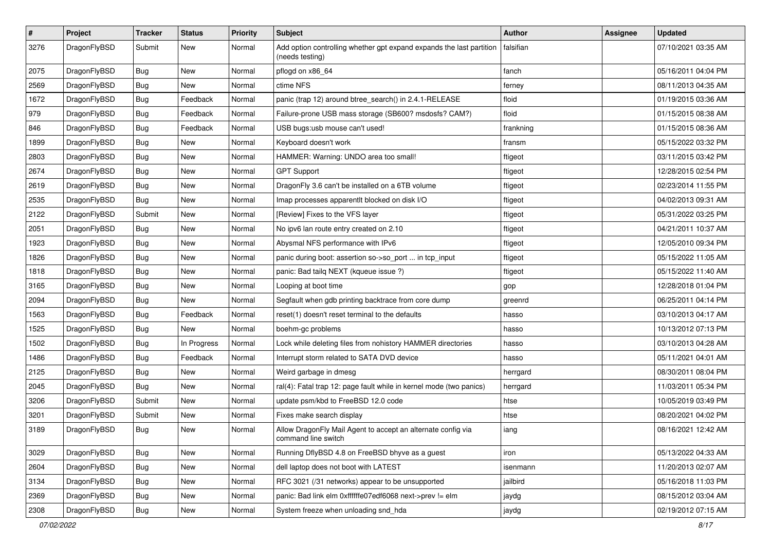| # | Project | Tracker | Status | Priority | Subject | Author | Assignee | Updated |
|---|---|---|---|---|---|---|---|---|
| 3276 | DragonFlyBSD | Submit | New | Normal | Add option controlling whether gpt expand expands the last partition (needs testing) | falsifian | | 07/10/2021 03:35 AM |
| 2075 | DragonFlyBSD | Bug | New | Normal | pflogd on x86_64 | fanch | | 05/16/2011 04:04 PM |
| 2569 | DragonFlyBSD | Bug | New | Normal | ctime NFS | ferney | | 08/11/2013 04:35 AM |
| 1672 | DragonFlyBSD | Bug | Feedback | Normal | panic (trap 12) around btree_search() in 2.4.1-RELEASE | floid | | 01/19/2015 03:36 AM |
| 979 | DragonFlyBSD | Bug | Feedback | Normal | Failure-prone USB mass storage (SB600? msdosfs? CAM?) | floid | | 01/15/2015 08:38 AM |
| 846 | DragonFlyBSD | Bug | Feedback | Normal | USB bugs:usb mouse can't used! | frankning | | 01/15/2015 08:36 AM |
| 1899 | DragonFlyBSD | Bug | New | Normal | Keyboard doesn't work | fransm | | 05/15/2022 03:32 PM |
| 2803 | DragonFlyBSD | Bug | New | Normal | HAMMER: Warning: UNDO area too small! | ftigeot | | 03/11/2015 03:42 PM |
| 2674 | DragonFlyBSD | Bug | New | Normal | GPT Support | ftigeot | | 12/28/2015 02:54 PM |
| 2619 | DragonFlyBSD | Bug | New | Normal | DragonFly 3.6 can't be installed on a 6TB volume | ftigeot | | 02/23/2014 11:55 PM |
| 2535 | DragonFlyBSD | Bug | New | Normal | Imap processes apparentlt blocked on disk I/O | ftigeot | | 04/02/2013 09:31 AM |
| 2122 | DragonFlyBSD | Submit | New | Normal | [Review] Fixes to the VFS layer | ftigeot | | 05/31/2022 03:25 PM |
| 2051 | DragonFlyBSD | Bug | New | Normal | No ipv6 lan route entry created on 2.10 | ftigeot | | 04/21/2011 10:37 AM |
| 1923 | DragonFlyBSD | Bug | New | Normal | Abysmal NFS performance with IPv6 | ftigeot | | 12/05/2010 09:34 PM |
| 1826 | DragonFlyBSD | Bug | New | Normal | panic during boot: assertion so->so_port ... in tcp_input | ftigeot | | 05/15/2022 11:05 AM |
| 1818 | DragonFlyBSD | Bug | New | Normal | panic: Bad tailq NEXT (kqueue issue ?) | ftigeot | | 05/15/2022 11:40 AM |
| 3165 | DragonFlyBSD | Bug | New | Normal | Looping at boot time | gop | | 12/28/2018 01:04 PM |
| 2094 | DragonFlyBSD | Bug | New | Normal | Segfault when gdb printing backtrace from core dump | greenrd | | 06/25/2011 04:14 PM |
| 1563 | DragonFlyBSD | Bug | Feedback | Normal | reset(1) doesn't reset terminal to the defaults | hasso | | 03/10/2013 04:17 AM |
| 1525 | DragonFlyBSD | Bug | New | Normal | boehm-gc problems | hasso | | 10/13/2012 07:13 PM |
| 1502 | DragonFlyBSD | Bug | In Progress | Normal | Lock while deleting files from nohistory HAMMER directories | hasso | | 03/10/2013 04:28 AM |
| 1486 | DragonFlyBSD | Bug | Feedback | Normal | Interrupt storm related to SATA DVD device | hasso | | 05/11/2021 04:01 AM |
| 2125 | DragonFlyBSD | Bug | New | Normal | Weird garbage in dmesg | herrgard | | 08/30/2011 08:04 PM |
| 2045 | DragonFlyBSD | Bug | New | Normal | ral(4): Fatal trap 12: page fault while in kernel mode (two panics) | herrgard | | 11/03/2011 05:34 PM |
| 3206 | DragonFlyBSD | Submit | New | Normal | update psm/kbd to FreeBSD 12.0 code | htse | | 10/05/2019 03:49 PM |
| 3201 | DragonFlyBSD | Submit | New | Normal | Fixes make search display | htse | | 08/20/2021 04:02 PM |
| 3189 | DragonFlyBSD | Bug | New | Normal | Allow DragonFly Mail Agent to accept an alternate config via command line switch | iang | | 08/16/2021 12:42 AM |
| 3029 | DragonFlyBSD | Bug | New | Normal | Running DflyBSD 4.8 on FreeBSD bhyve as a guest | iron | | 05/13/2022 04:33 AM |
| 2604 | DragonFlyBSD | Bug | New | Normal | dell laptop does not boot with LATEST | isenmann | | 11/20/2013 02:07 AM |
| 3134 | DragonFlyBSD | Bug | New | Normal | RFC 3021 (/31 networks) appear to be unsupported | jailbird | | 05/16/2018 11:03 PM |
| 2369 | DragonFlyBSD | Bug | New | Normal | panic: Bad link elm 0xffffffe07edf6068 next->prev != elm | jaydg | | 08/15/2012 03:04 AM |
| 2308 | DragonFlyBSD | Bug | New | Normal | System freeze when unloading snd_hda | jaydg | | 02/19/2012 07:15 AM |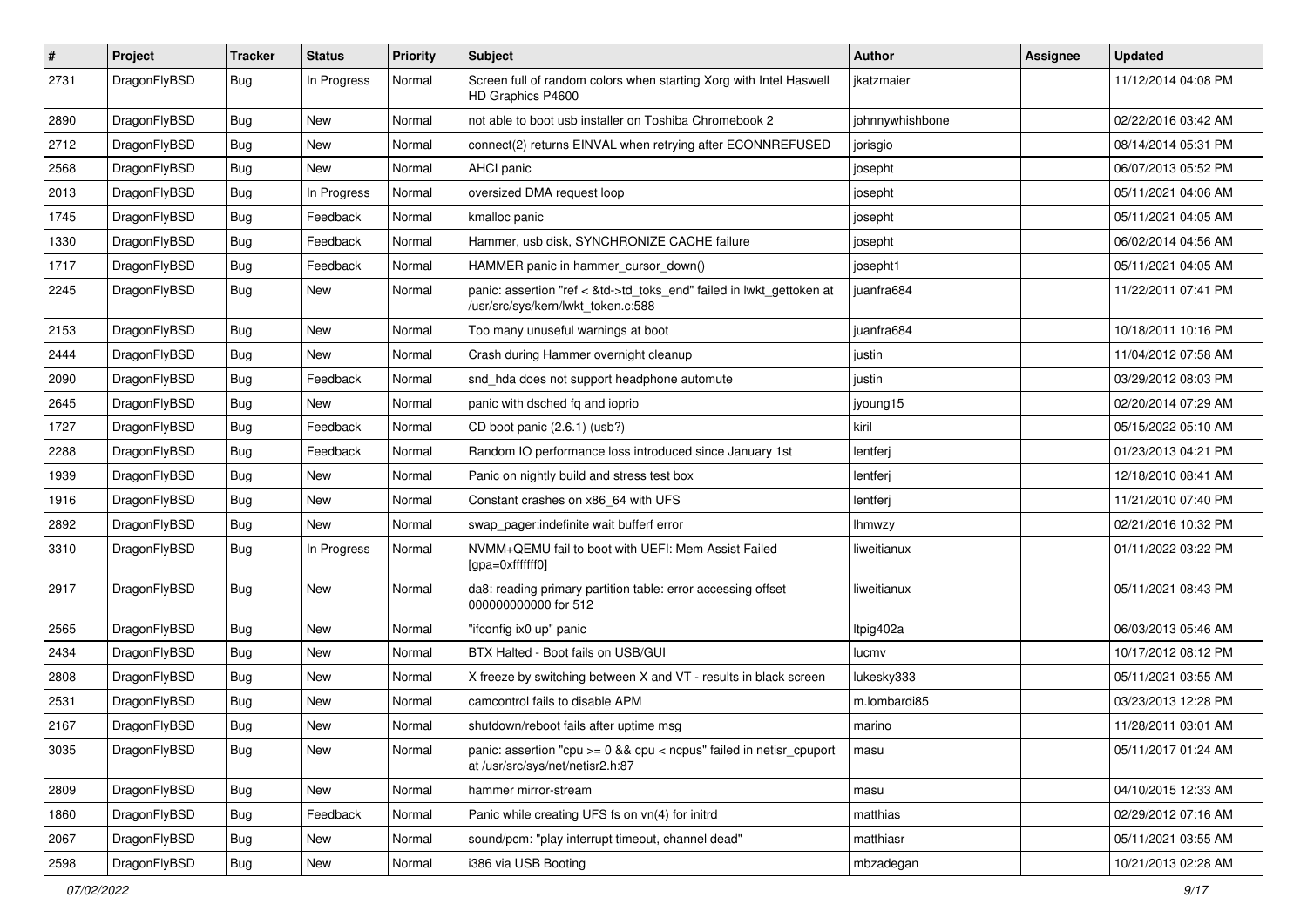| # | Project | Tracker | Status | Priority | Subject | Author | Assignee | Updated |
|---|---|---|---|---|---|---|---|---|
| 2731 | DragonFlyBSD | Bug | In Progress | Normal | Screen full of random colors when starting Xorg with Intel Haswell HD Graphics P4600 | jkatzmaier | | 11/12/2014 04:08 PM |
| 2890 | DragonFlyBSD | Bug | New | Normal | not able to boot usb installer on Toshiba Chromebook 2 | johnnywhishbone | | 02/22/2016 03:42 AM |
| 2712 | DragonFlyBSD | Bug | New | Normal | connect(2) returns EINVAL when retrying after ECONNREFUSED | jorisgio | | 08/14/2014 05:31 PM |
| 2568 | DragonFlyBSD | Bug | New | Normal | AHCI panic | josepht | | 06/07/2013 05:52 PM |
| 2013 | DragonFlyBSD | Bug | In Progress | Normal | oversized DMA request loop | josepht | | 05/11/2021 04:06 AM |
| 1745 | DragonFlyBSD | Bug | Feedback | Normal | kmalloc panic | josepht | | 05/11/2021 04:05 AM |
| 1330 | DragonFlyBSD | Bug | Feedback | Normal | Hammer, usb disk, SYNCHRONIZE CACHE failure | josepht | | 06/02/2014 04:56 AM |
| 1717 | DragonFlyBSD | Bug | Feedback | Normal | HAMMER panic in hammer_cursor_down() | josepht1 | | 05/11/2021 04:05 AM |
| 2245 | DragonFlyBSD | Bug | New | Normal | panic: assertion "ref < &td->td_toks_end" failed in lwkt_gettoken at /usr/src/sys/kern/lwkt_token.c:588 | juanfra684 | | 11/22/2011 07:41 PM |
| 2153 | DragonFlyBSD | Bug | New | Normal | Too many unuseful warnings at boot | juanfra684 | | 10/18/2011 10:16 PM |
| 2444 | DragonFlyBSD | Bug | New | Normal | Crash during Hammer overnight cleanup | justin | | 11/04/2012 07:58 AM |
| 2090 | DragonFlyBSD | Bug | Feedback | Normal | snd_hda does not support headphone automute | justin | | 03/29/2012 08:03 PM |
| 2645 | DragonFlyBSD | Bug | New | Normal | panic with dsched fq and ioprio | jyoung15 | | 02/20/2014 07:29 AM |
| 1727 | DragonFlyBSD | Bug | Feedback | Normal | CD boot panic (2.6.1) (usb?) | kiril | | 05/15/2022 05:10 AM |
| 2288 | DragonFlyBSD | Bug | Feedback | Normal | Random IO performance loss introduced since January 1st | lentferj | | 01/23/2013 04:21 PM |
| 1939 | DragonFlyBSD | Bug | New | Normal | Panic on nightly build and stress test box | lentferj | | 12/18/2010 08:41 AM |
| 1916 | DragonFlyBSD | Bug | New | Normal | Constant crashes on x86_64 with UFS | lentferj | | 11/21/2010 07:40 PM |
| 2892 | DragonFlyBSD | Bug | New | Normal | swap_pager:indefinite wait bufferf error | lhmwzy | | 02/21/2016 10:32 PM |
| 3310 | DragonFlyBSD | Bug | In Progress | Normal | NVMM+QEMU fail to boot with UEFI: Mem Assist Failed [gpa=0xfffffff0] | liweitianux | | 01/11/2022 03:22 PM |
| 2917 | DragonFlyBSD | Bug | New | Normal | da8: reading primary partition table: error accessing offset 000000000000 for 512 | liweitianux | | 05/11/2021 08:43 PM |
| 2565 | DragonFlyBSD | Bug | New | Normal | "ifconfig ix0 up" panic | ltpig402a | | 06/03/2013 05:46 AM |
| 2434 | DragonFlyBSD | Bug | New | Normal | BTX Halted - Boot fails on USB/GUI | lucmv | | 10/17/2012 08:12 PM |
| 2808 | DragonFlyBSD | Bug | New | Normal | X freeze by switching between X and VT - results in black screen | lukesky333 | | 05/11/2021 03:55 AM |
| 2531 | DragonFlyBSD | Bug | New | Normal | camcontrol fails to disable APM | m.lombardi85 | | 03/23/2013 12:28 PM |
| 2167 | DragonFlyBSD | Bug | New | Normal | shutdown/reboot fails after uptime msg | marino | | 11/28/2011 03:01 AM |
| 3035 | DragonFlyBSD | Bug | New | Normal | panic: assertion "cpu >= 0 && cpu < ncpus" failed in netisr_cpuport at /usr/src/sys/net/netisr2.h:87 | masu | | 05/11/2017 01:24 AM |
| 2809 | DragonFlyBSD | Bug | New | Normal | hammer mirror-stream | masu | | 04/10/2015 12:33 AM |
| 1860 | DragonFlyBSD | Bug | Feedback | Normal | Panic while creating UFS fs on vn(4) for initrd | matthias | | 02/29/2012 07:16 AM |
| 2067 | DragonFlyBSD | Bug | New | Normal | sound/pcm: "play interrupt timeout, channel dead" | matthiasr | | 05/11/2021 03:55 AM |
| 2598 | DragonFlyBSD | Bug | New | Normal | i386 via USB Booting | mbzadegan | | 10/21/2013 02:28 AM |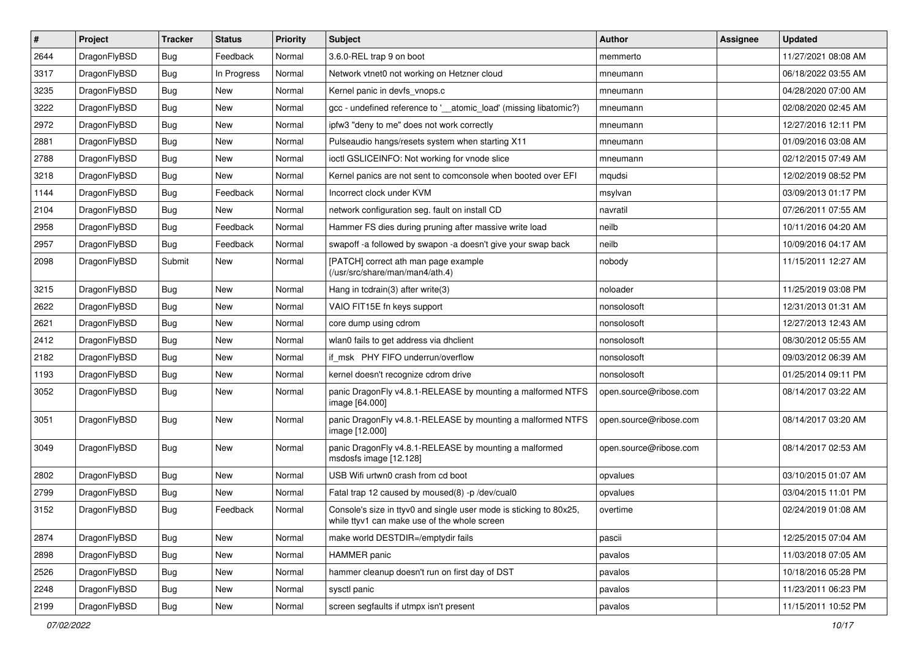| # | Project | Tracker | Status | Priority | Subject | Author | Assignee | Updated |
|---|---|---|---|---|---|---|---|---|
| 2644 | DragonFlyBSD | Bug | Feedback | Normal | 3.6.0-REL trap 9 on boot | memmerto | | 11/27/2021 08:08 AM |
| 3317 | DragonFlyBSD | Bug | In Progress | Normal | Network vtnet0 not working on Hetzner cloud | mneumann | | 06/18/2022 03:55 AM |
| 3235 | DragonFlyBSD | Bug | New | Normal | Kernel panic in devfs_vnops.c | mneumann | | 04/28/2020 07:00 AM |
| 3222 | DragonFlyBSD | Bug | New | Normal | gcc - undefined reference to '__atomic_load' (missing libatomic?) | mneumann | | 02/08/2020 02:45 AM |
| 2972 | DragonFlyBSD | Bug | New | Normal | ipfw3 "deny to me" does not work correctly | mneumann | | 12/27/2016 12:11 PM |
| 2881 | DragonFlyBSD | Bug | New | Normal | Pulseaudio hangs/resets system when starting X11 | mneumann | | 01/09/2016 03:08 AM |
| 2788 | DragonFlyBSD | Bug | New | Normal | ioctl GSLICEINFO: Not working for vnode slice | mneumann | | 02/12/2015 07:49 AM |
| 3218 | DragonFlyBSD | Bug | New | Normal | Kernel panics are not sent to comconsole when booted over EFI | mqudsi | | 12/02/2019 08:52 PM |
| 1144 | DragonFlyBSD | Bug | Feedback | Normal | Incorrect clock under KVM | msylvan | | 03/09/2013 01:17 PM |
| 2104 | DragonFlyBSD | Bug | New | Normal | network configuration seg. fault on install CD | navratil | | 07/26/2011 07:55 AM |
| 2958 | DragonFlyBSD | Bug | Feedback | Normal | Hammer FS dies during pruning after massive write load | neilb | | 10/11/2016 04:20 AM |
| 2957 | DragonFlyBSD | Bug | Feedback | Normal | swapoff -a followed by swapon -a doesn't give your swap back | neilb | | 10/09/2016 04:17 AM |
| 2098 | DragonFlyBSD | Submit | New | Normal | [PATCH] correct ath man page example (/usr/src/share/man/man4/ath.4) | nobody | | 11/15/2011 12:27 AM |
| 3215 | DragonFlyBSD | Bug | New | Normal | Hang in tcdrain(3) after write(3) | noloader | | 11/25/2019 03:08 PM |
| 2622 | DragonFlyBSD | Bug | New | Normal | VAIO FIT15E fn keys support | nonsolosoft | | 12/31/2013 01:31 AM |
| 2621 | DragonFlyBSD | Bug | New | Normal | core dump using cdrom | nonsolosoft | | 12/27/2013 12:43 AM |
| 2412 | DragonFlyBSD | Bug | New | Normal | wlan0 fails to get address via dhclient | nonsolosoft | | 08/30/2012 05:55 AM |
| 2182 | DragonFlyBSD | Bug | New | Normal | if_msk PHY FIFO underrun/overflow | nonsolosoft | | 09/03/2012 06:39 AM |
| 1193 | DragonFlyBSD | Bug | New | Normal | kernel doesn't recognize cdrom drive | nonsolosoft | | 01/25/2014 09:11 PM |
| 3052 | DragonFlyBSD | Bug | New | Normal | panic DragonFly v4.8.1-RELEASE by mounting a malformed NTFS image [64.000] | open.source@ribose.com | | 08/14/2017 03:22 AM |
| 3051 | DragonFlyBSD | Bug | New | Normal | panic DragonFly v4.8.1-RELEASE by mounting a malformed NTFS image [12.000] | open.source@ribose.com | | 08/14/2017 03:20 AM |
| 3049 | DragonFlyBSD | Bug | New | Normal | panic DragonFly v4.8.1-RELEASE by mounting a malformed msdosfs image [12.128] | open.source@ribose.com | | 08/14/2017 02:53 AM |
| 2802 | DragonFlyBSD | Bug | New | Normal | USB Wifi urtwn0 crash from cd boot | opvalues | | 03/10/2015 01:07 AM |
| 2799 | DragonFlyBSD | Bug | New | Normal | Fatal trap 12 caused by moused(8) -p /dev/cual0 | opvalues | | 03/04/2015 11:01 PM |
| 3152 | DragonFlyBSD | Bug | Feedback | Normal | Console's size in ttyv0 and single user mode is sticking to 80x25, while ttyv1 can make use of the whole screen | overtime | | 02/24/2019 01:08 AM |
| 2874 | DragonFlyBSD | Bug | New | Normal | make world DESTDIR=/emptydir fails | pascii | | 12/25/2015 07:04 AM |
| 2898 | DragonFlyBSD | Bug | New | Normal | HAMMER panic | pavalos | | 11/03/2018 07:05 AM |
| 2526 | DragonFlyBSD | Bug | New | Normal | hammer cleanup doesn't run on first day of DST | pavalos | | 10/18/2016 05:28 PM |
| 2248 | DragonFlyBSD | Bug | New | Normal | sysctl panic | pavalos | | 11/23/2011 06:23 PM |
| 2199 | DragonFlyBSD | Bug | New | Normal | screen segfaults if utmpx isn't present | pavalos | | 11/15/2011 10:52 PM |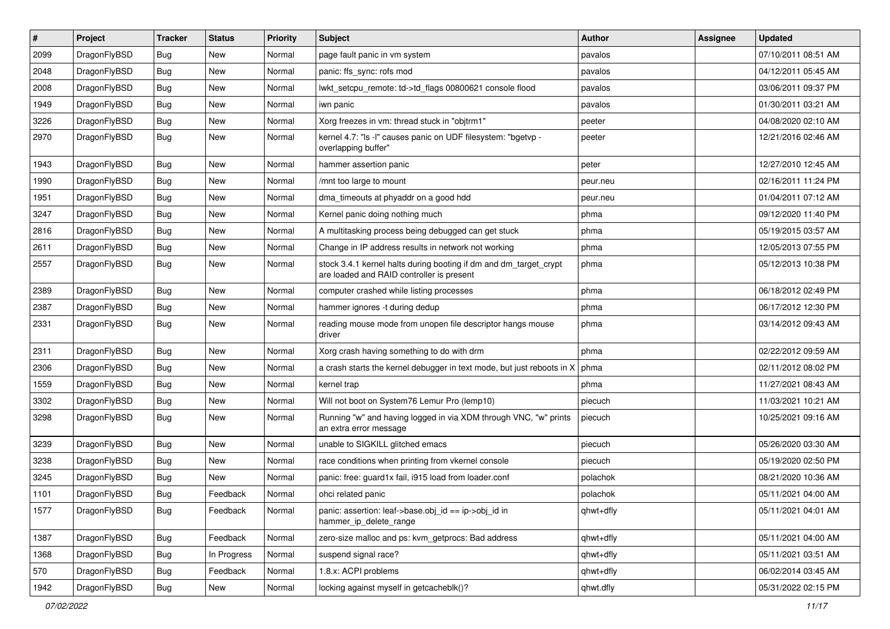| # | Project | Tracker | Status | Priority | Subject | Author | Assignee | Updated |
|---|---|---|---|---|---|---|---|---|
| 2099 | DragonFlyBSD | Bug | New | Normal | page fault panic in vm system | pavalos | | 07/10/2011 08:51 AM |
| 2048 | DragonFlyBSD | Bug | New | Normal | panic: ffs_sync: rofs mod | pavalos | | 04/12/2011 05:45 AM |
| 2008 | DragonFlyBSD | Bug | New | Normal | lwkt_setcpu_remote: td->td_flags 00800621 console flood | pavalos | | 03/06/2011 09:37 PM |
| 1949 | DragonFlyBSD | Bug | New | Normal | iwn panic | pavalos | | 01/30/2011 03:21 AM |
| 3226 | DragonFlyBSD | Bug | New | Normal | Xorg freezes in vm: thread stuck in "objtrm1" | peeter | | 04/08/2020 02:10 AM |
| 2970 | DragonFlyBSD | Bug | New | Normal | kernel 4.7: "ls -l" causes panic on UDF filesystem: "bgetvp - overlapping buffer" | peeter | | 12/21/2016 02:46 AM |
| 1943 | DragonFlyBSD | Bug | New | Normal | hammer assertion panic | peter | | 12/27/2010 12:45 AM |
| 1990 | DragonFlyBSD | Bug | New | Normal | /mnt too large to mount | peur.neu | | 02/16/2011 11:24 PM |
| 1951 | DragonFlyBSD | Bug | New | Normal | dma_timeouts at phyaddr on a good hdd | peur.neu | | 01/04/2011 07:12 AM |
| 3247 | DragonFlyBSD | Bug | New | Normal | Kernel panic doing nothing much | phma | | 09/12/2020 11:40 PM |
| 2816 | DragonFlyBSD | Bug | New | Normal | A multitasking process being debugged can get stuck | phma | | 05/19/2015 03:57 AM |
| 2611 | DragonFlyBSD | Bug | New | Normal | Change in IP address results in network not working | phma | | 12/05/2013 07:55 PM |
| 2557 | DragonFlyBSD | Bug | New | Normal | stock 3.4.1 kernel halts during booting if dm and dm_target_crypt are loaded and RAID controller is present | phma | | 05/12/2013 10:38 PM |
| 2389 | DragonFlyBSD | Bug | New | Normal | computer crashed while listing processes | phma | | 06/18/2012 02:49 PM |
| 2387 | DragonFlyBSD | Bug | New | Normal | hammer ignores -t during dedup | phma | | 06/17/2012 12:30 PM |
| 2331 | DragonFlyBSD | Bug | New | Normal | reading mouse mode from unopen file descriptor hangs mouse driver | phma | | 03/14/2012 09:43 AM |
| 2311 | DragonFlyBSD | Bug | New | Normal | Xorg crash having something to do with drm | phma | | 02/22/2012 09:59 AM |
| 2306 | DragonFlyBSD | Bug | New | Normal | a crash starts the kernel debugger in text mode, but just reboots in X | phma | | 02/11/2012 08:02 PM |
| 1559 | DragonFlyBSD | Bug | New | Normal | kernel trap | phma | | 11/27/2021 08:43 AM |
| 3302 | DragonFlyBSD | Bug | New | Normal | Will not boot on System76 Lemur Pro (lemp10) | piecuch | | 11/03/2021 10:21 AM |
| 3298 | DragonFlyBSD | Bug | New | Normal | Running "w" and having logged in via XDM through VNC, "w" prints an extra error message | piecuch | | 10/25/2021 09:16 AM |
| 3239 | DragonFlyBSD | Bug | New | Normal | unable to SIGKILL glitched emacs | piecuch | | 05/26/2020 03:30 AM |
| 3238 | DragonFlyBSD | Bug | New | Normal | race conditions when printing from vkernel console | piecuch | | 05/19/2020 02:50 PM |
| 3245 | DragonFlyBSD | Bug | New | Normal | panic: free: guard1x fail, i915 load from loader.conf | polachok | | 08/21/2020 10:36 AM |
| 1101 | DragonFlyBSD | Bug | Feedback | Normal | ohci related panic | polachok | | 05/11/2021 04:00 AM |
| 1577 | DragonFlyBSD | Bug | Feedback | Normal | panic: assertion: leaf->base.obj_id == ip->obj_id in hammer_ip_delete_range | qhwt+dfly | | 05/11/2021 04:01 AM |
| 1387 | DragonFlyBSD | Bug | Feedback | Normal | zero-size malloc and ps: kvm_getprocs: Bad address | qhwt+dfly | | 05/11/2021 04:00 AM |
| 1368 | DragonFlyBSD | Bug | In Progress | Normal | suspend signal race? | qhwt+dfly | | 05/11/2021 03:51 AM |
| 570 | DragonFlyBSD | Bug | Feedback | Normal | 1.8.x: ACPI problems | qhwt+dfly | | 06/02/2014 03:45 AM |
| 1942 | DragonFlyBSD | Bug | New | Normal | locking against myself in getcacheblk()? | qhwt.dfly | | 05/31/2022 02:15 PM |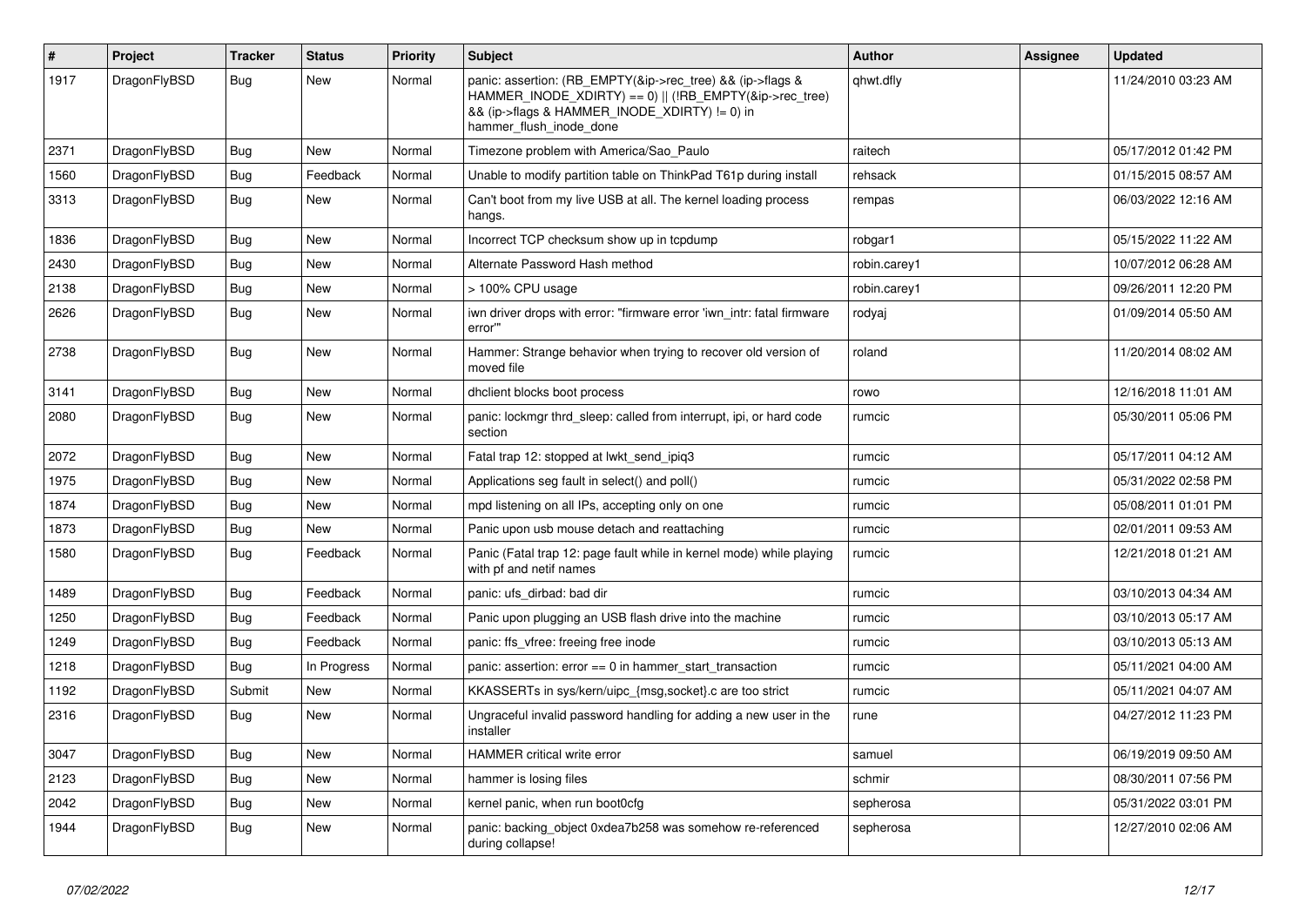| # | Project | Tracker | Status | Priority | Subject | Author | Assignee | Updated |
|---|---|---|---|---|---|---|---|---|
| 1917 | DragonFlyBSD | Bug | New | Normal | panic: assertion: (RB_EMPTY(&ip->rec_tree) && (ip->flags & HAMMER_INODE_XDIRTY) == 0) \|\| (!RB_EMPTY(&ip->rec_tree) && (ip->flags & HAMMER_INODE_XDIRTY) != 0) in hammer_flush_inode_done | qhwt.dfly | | 11/24/2010 03:23 AM |
| 2371 | DragonFlyBSD | Bug | New | Normal | Timezone problem with America/Sao_Paulo | raitech | | 05/17/2012 01:42 PM |
| 1560 | DragonFlyBSD | Bug | Feedback | Normal | Unable to modify partition table on ThinkPad T61p during install | rehsack | | 01/15/2015 08:57 AM |
| 3313 | DragonFlyBSD | Bug | New | Normal | Can't boot from my live USB at all. The kernel loading process hangs. | rempas | | 06/03/2022 12:16 AM |
| 1836 | DragonFlyBSD | Bug | New | Normal | Incorrect TCP checksum show up in tcpdump | robgar1 | | 05/15/2022 11:22 AM |
| 2430 | DragonFlyBSD | Bug | New | Normal | Alternate Password Hash method | robin.carey1 | | 10/07/2012 06:28 AM |
| 2138 | DragonFlyBSD | Bug | New | Normal | > 100% CPU usage | robin.carey1 | | 09/26/2011 12:20 PM |
| 2626 | DragonFlyBSD | Bug | New | Normal | iwn driver drops with error: "firmware error 'iwn_intr: fatal firmware error'" | rodyaj | | 01/09/2014 05:50 AM |
| 2738 | DragonFlyBSD | Bug | New | Normal | Hammer: Strange behavior when trying to recover old version of moved file | roland | | 11/20/2014 08:02 AM |
| 3141 | DragonFlyBSD | Bug | New | Normal | dhclient blocks boot process | rowo | | 12/16/2018 11:01 AM |
| 2080 | DragonFlyBSD | Bug | New | Normal | panic: lockmgr thrd_sleep: called from interrupt, ipi, or hard code section | rumcic | | 05/30/2011 05:06 PM |
| 2072 | DragonFlyBSD | Bug | New | Normal | Fatal trap 12: stopped at lwkt_send_ipiq3 | rumcic | | 05/17/2011 04:12 AM |
| 1975 | DragonFlyBSD | Bug | New | Normal | Applications seg fault in select() and poll() | rumcic | | 05/31/2022 02:58 PM |
| 1874 | DragonFlyBSD | Bug | New | Normal | mpd listening on all IPs, accepting only on one | rumcic | | 05/08/2011 01:01 PM |
| 1873 | DragonFlyBSD | Bug | New | Normal | Panic upon usb mouse detach and reattaching | rumcic | | 02/01/2011 09:53 AM |
| 1580 | DragonFlyBSD | Bug | Feedback | Normal | Panic (Fatal trap 12: page fault while in kernel mode) while playing with pf and netif names | rumcic | | 12/21/2018 01:21 AM |
| 1489 | DragonFlyBSD | Bug | Feedback | Normal | panic: ufs_dirbad: bad dir | rumcic | | 03/10/2013 04:34 AM |
| 1250 | DragonFlyBSD | Bug | Feedback | Normal | Panic upon plugging an USB flash drive into the machine | rumcic | | 03/10/2013 05:17 AM |
| 1249 | DragonFlyBSD | Bug | Feedback | Normal | panic: ffs_vfree: freeing free inode | rumcic | | 03/10/2013 05:13 AM |
| 1218 | DragonFlyBSD | Bug | In Progress | Normal | panic: assertion: error == 0 in hammer_start_transaction | rumcic | | 05/11/2021 04:00 AM |
| 1192 | DragonFlyBSD | Submit | New | Normal | KKASSERTs in sys/kern/uipc_{msg,socket}.c are too strict | rumcic | | 05/11/2021 04:07 AM |
| 2316 | DragonFlyBSD | Bug | New | Normal | Ungraceful invalid password handling for adding a new user in the installer | rune | | 04/27/2012 11:23 PM |
| 3047 | DragonFlyBSD | Bug | New | Normal | HAMMER critical write error | samuel | | 06/19/2019 09:50 AM |
| 2123 | DragonFlyBSD | Bug | New | Normal | hammer is losing files | schmir | | 08/30/2011 07:56 PM |
| 2042 | DragonFlyBSD | Bug | New | Normal | kernel panic, when run boot0cfg | sepherosa | | 05/31/2022 03:01 PM |
| 1944 | DragonFlyBSD | Bug | New | Normal | panic: backing_object 0xdea7b258 was somehow re-referenced during collapse! | sepherosa | | 12/27/2010 02:06 AM |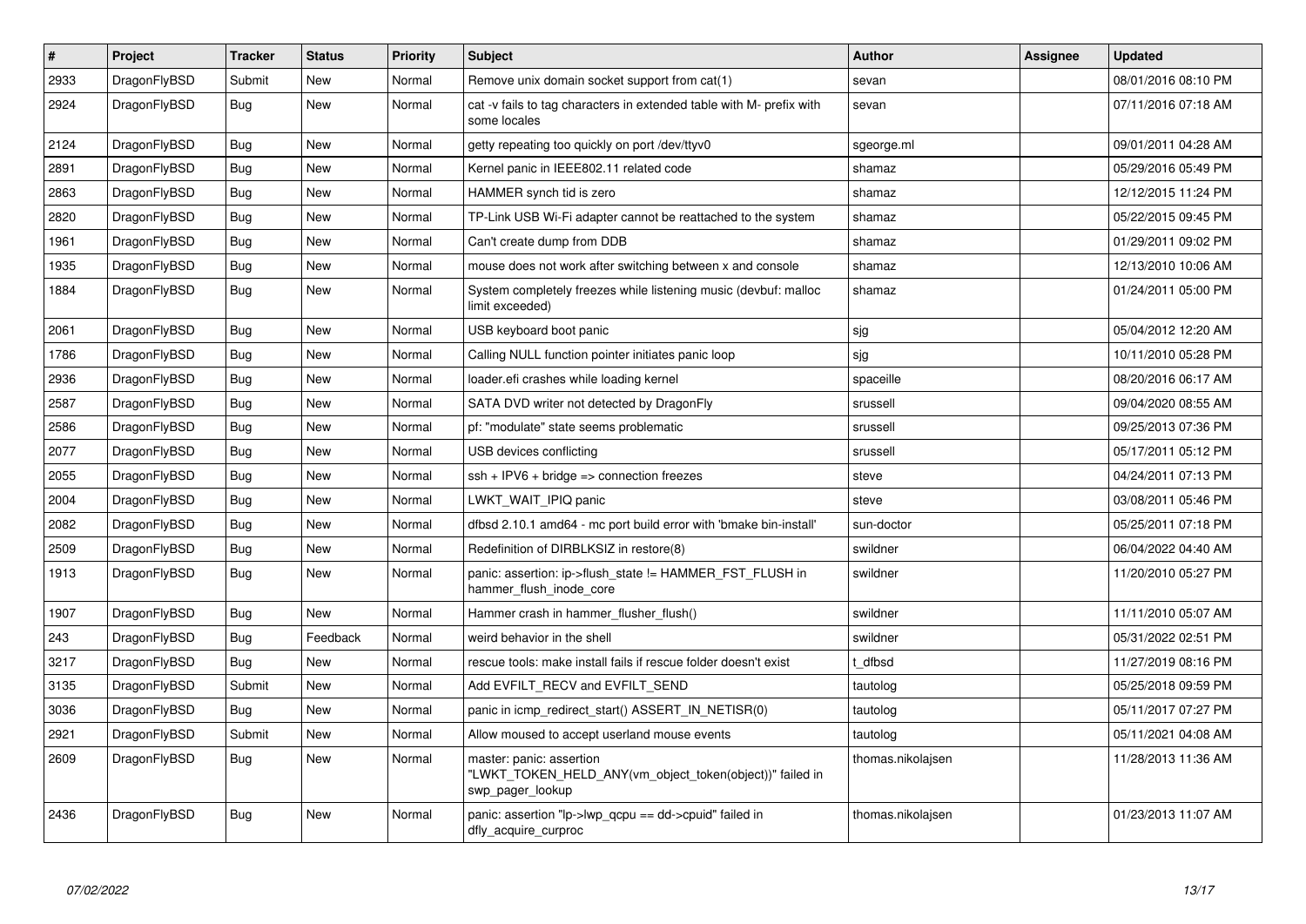| # | Project | Tracker | Status | Priority | Subject | Author | Assignee | Updated |
|---|---|---|---|---|---|---|---|---|
| 2933 | DragonFlyBSD | Submit | New | Normal | Remove unix domain socket support from cat(1) | sevan | | 08/01/2016 08:10 PM |
| 2924 | DragonFlyBSD | Bug | New | Normal | cat -v fails to tag characters in extended table with M- prefix with some locales | sevan | | 07/11/2016 07:18 AM |
| 2124 | DragonFlyBSD | Bug | New | Normal | getty repeating too quickly on port /dev/ttyv0 | sgeorge.ml | | 09/01/2011 04:28 AM |
| 2891 | DragonFlyBSD | Bug | New | Normal | Kernel panic in IEEE802.11 related code | shamaz | | 05/29/2016 05:49 PM |
| 2863 | DragonFlyBSD | Bug | New | Normal | HAMMER synch tid is zero | shamaz | | 12/12/2015 11:24 PM |
| 2820 | DragonFlyBSD | Bug | New | Normal | TP-Link USB Wi-Fi adapter cannot be reattached to the system | shamaz | | 05/22/2015 09:45 PM |
| 1961 | DragonFlyBSD | Bug | New | Normal | Can't create dump from DDB | shamaz | | 01/29/2011 09:02 PM |
| 1935 | DragonFlyBSD | Bug | New | Normal | mouse does not work after switching between x and console | shamaz | | 12/13/2010 10:06 AM |
| 1884 | DragonFlyBSD | Bug | New | Normal | System completely freezes while listening music (devbuf: malloc limit exceeded) | shamaz | | 01/24/2011 05:00 PM |
| 2061 | DragonFlyBSD | Bug | New | Normal | USB keyboard boot panic | sjg | | 05/04/2012 12:20 AM |
| 1786 | DragonFlyBSD | Bug | New | Normal | Calling NULL function pointer initiates panic loop | sjg | | 10/11/2010 05:28 PM |
| 2936 | DragonFlyBSD | Bug | New | Normal | loader.efi crashes while loading kernel | spaceille | | 08/20/2016 06:17 AM |
| 2587 | DragonFlyBSD | Bug | New | Normal | SATA DVD writer not detected by DragonFly | srussell | | 09/04/2020 08:55 AM |
| 2586 | DragonFlyBSD | Bug | New | Normal | pf: "modulate" state seems problematic | srussell | | 09/25/2013 07:36 PM |
| 2077 | DragonFlyBSD | Bug | New | Normal | USB devices conflicting | srussell | | 05/17/2011 05:12 PM |
| 2055 | DragonFlyBSD | Bug | New | Normal | ssh + IPV6 + bridge => connection freezes | steve | | 04/24/2011 07:13 PM |
| 2004 | DragonFlyBSD | Bug | New | Normal | LWKT_WAIT_IPIQ panic | steve | | 03/08/2011 05:46 PM |
| 2082 | DragonFlyBSD | Bug | New | Normal | dfbsd 2.10.1 amd64 - mc port build error with 'bmake bin-install' | sun-doctor | | 05/25/2011 07:18 PM |
| 2509 | DragonFlyBSD | Bug | New | Normal | Redefinition of DIRBLKSIZ in restore(8) | swildner | | 06/04/2022 04:40 AM |
| 1913 | DragonFlyBSD | Bug | New | Normal | panic: assertion: ip->flush_state != HAMMER_FST_FLUSH in hammer_flush_inode_core | swildner | | 11/20/2010 05:27 PM |
| 1907 | DragonFlyBSD | Bug | New | Normal | Hammer crash in hammer_flusher_flush() | swildner | | 11/11/2010 05:07 AM |
| 243 | DragonFlyBSD | Bug | Feedback | Normal | weird behavior in the shell | swildner | | 05/31/2022 02:51 PM |
| 3217 | DragonFlyBSD | Bug | New | Normal | rescue tools: make install fails if rescue folder doesn't exist | t_dfbsd | | 11/27/2019 08:16 PM |
| 3135 | DragonFlyBSD | Submit | New | Normal | Add EVFILT_RECV and EVFILT_SEND | tautolog | | 05/25/2018 09:59 PM |
| 3036 | DragonFlyBSD | Bug | New | Normal | panic in icmp_redirect_start() ASSERT_IN_NETISR(0) | tautolog | | 05/11/2017 07:27 PM |
| 2921 | DragonFlyBSD | Submit | New | Normal | Allow moused to accept userland mouse events | tautolog | | 05/11/2021 04:08 AM |
| 2609 | DragonFlyBSD | Bug | New | Normal | master: panic: assertion "LWKT_TOKEN_HELD_ANY(vm_object_token(object))" failed in swp_pager_lookup | thomas.nikolajsen | | 11/28/2013 11:36 AM |
| 2436 | DragonFlyBSD | Bug | New | Normal | panic: assertion "lp->lwp_qcpu == dd->cpuid" failed in dfly_acquire_curproc | thomas.nikolajsen | | 01/23/2013 11:07 AM |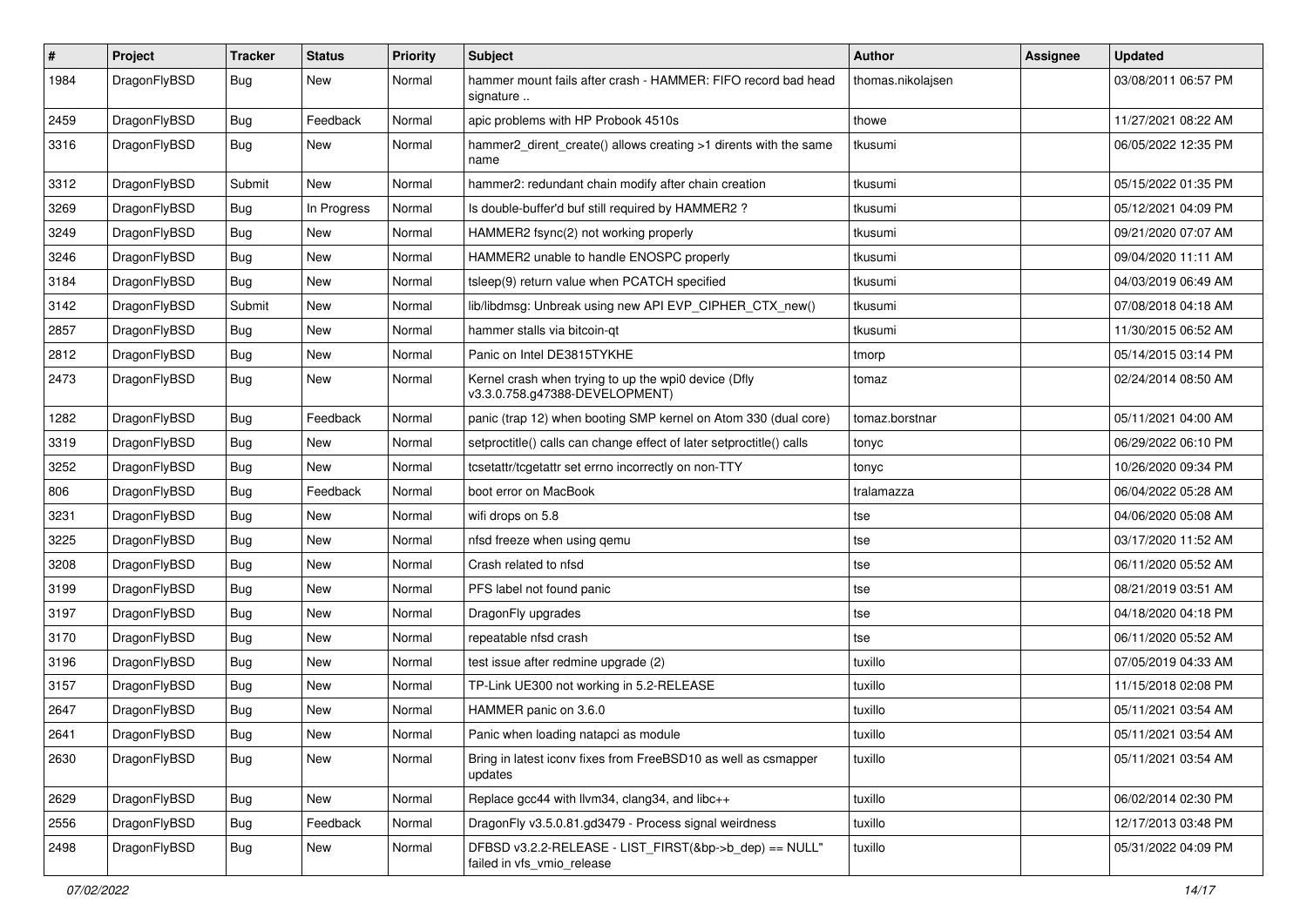| # | Project | Tracker | Status | Priority | Subject | Author | Assignee | Updated |
|---|---|---|---|---|---|---|---|---|
| 1984 | DragonFlyBSD | Bug | New | Normal | hammer mount fails after crash - HAMMER: FIFO record bad head signature .. | thomas.nikolajsen | | 03/08/2011 06:57 PM |
| 2459 | DragonFlyBSD | Bug | Feedback | Normal | apic problems with HP Probook 4510s | thowe | | 11/27/2021 08:22 AM |
| 3316 | DragonFlyBSD | Bug | New | Normal | hammer2_dirent_create() allows creating >1 dirents with the same name | tkusumi | | 06/05/2022 12:35 PM |
| 3312 | DragonFlyBSD | Submit | New | Normal | hammer2: redundant chain modify after chain creation | tkusumi | | 05/15/2022 01:35 PM |
| 3269 | DragonFlyBSD | Bug | In Progress | Normal | Is double-buffer'd buf still required by HAMMER2 ? | tkusumi | | 05/12/2021 04:09 PM |
| 3249 | DragonFlyBSD | Bug | New | Normal | HAMMER2 fsync(2) not working properly | tkusumi | | 09/21/2020 07:07 AM |
| 3246 | DragonFlyBSD | Bug | New | Normal | HAMMER2 unable to handle ENOSPC properly | tkusumi | | 09/04/2020 11:11 AM |
| 3184 | DragonFlyBSD | Bug | New | Normal | tsleep(9) return value when PCATCH specified | tkusumi | | 04/03/2019 06:49 AM |
| 3142 | DragonFlyBSD | Submit | New | Normal | lib/libdmsg: Unbreak using new API EVP_CIPHER_CTX_new() | tkusumi | | 07/08/2018 04:18 AM |
| 2857 | DragonFlyBSD | Bug | New | Normal | hammer stalls via bitcoin-qt | tkusumi | | 11/30/2015 06:52 AM |
| 2812 | DragonFlyBSD | Bug | New | Normal | Panic on Intel DE3815TYKHE | tmorp | | 05/14/2015 03:14 PM |
| 2473 | DragonFlyBSD | Bug | New | Normal | Kernel crash when trying to up the wpi0 device (Dfly v3.3.0.758.g47388-DEVELOPMENT) | tomaz | | 02/24/2014 08:50 AM |
| 1282 | DragonFlyBSD | Bug | Feedback | Normal | panic (trap 12) when booting SMP kernel on Atom 330 (dual core) | tomaz.borstnar | | 05/11/2021 04:00 AM |
| 3319 | DragonFlyBSD | Bug | New | Normal | setproctitle() calls can change effect of later setproctitle() calls | tonyc | | 06/29/2022 06:10 PM |
| 3252 | DragonFlyBSD | Bug | New | Normal | tcsetattr/tcgetattr set errno incorrectly on non-TTY | tonyc | | 10/26/2020 09:34 PM |
| 806 | DragonFlyBSD | Bug | Feedback | Normal | boot error on MacBook | tralamazza | | 06/04/2022 05:28 AM |
| 3231 | DragonFlyBSD | Bug | New | Normal | wifi drops on 5.8 | tse | | 04/06/2020 05:08 AM |
| 3225 | DragonFlyBSD | Bug | New | Normal | nfsd freeze when using qemu | tse | | 03/17/2020 11:52 AM |
| 3208 | DragonFlyBSD | Bug | New | Normal | Crash related to nfsd | tse | | 06/11/2020 05:52 AM |
| 3199 | DragonFlyBSD | Bug | New | Normal | PFS label not found panic | tse | | 08/21/2019 03:51 AM |
| 3197 | DragonFlyBSD | Bug | New | Normal | DragonFly upgrades | tse | | 04/18/2020 04:18 PM |
| 3170 | DragonFlyBSD | Bug | New | Normal | repeatable nfsd crash | tse | | 06/11/2020 05:52 AM |
| 3196 | DragonFlyBSD | Bug | New | Normal | test issue after redmine upgrade (2) | tuxillo | | 07/05/2019 04:33 AM |
| 3157 | DragonFlyBSD | Bug | New | Normal | TP-Link UE300 not working in 5.2-RELEASE | tuxillo | | 11/15/2018 02:08 PM |
| 2647 | DragonFlyBSD | Bug | New | Normal | HAMMER panic on 3.6.0 | tuxillo | | 05/11/2021 03:54 AM |
| 2641 | DragonFlyBSD | Bug | New | Normal | Panic when loading natapci as module | tuxillo | | 05/11/2021 03:54 AM |
| 2630 | DragonFlyBSD | Bug | New | Normal | Bring in latest iconv fixes from FreeBSD10 as well as csmapper updates | tuxillo | | 05/11/2021 03:54 AM |
| 2629 | DragonFlyBSD | Bug | New | Normal | Replace gcc44 with llvm34, clang34, and libc++ | tuxillo | | 06/02/2014 02:30 PM |
| 2556 | DragonFlyBSD | Bug | Feedback | Normal | DragonFly v3.5.0.81.gd3479 - Process signal weirdness | tuxillo | | 12/17/2013 03:48 PM |
| 2498 | DragonFlyBSD | Bug | New | Normal | DFBSD v3.2.2-RELEASE - LIST_FIRST(&bp->b_dep) == NULL" failed in vfs_vmio_release | tuxillo | | 05/31/2022 04:09 PM |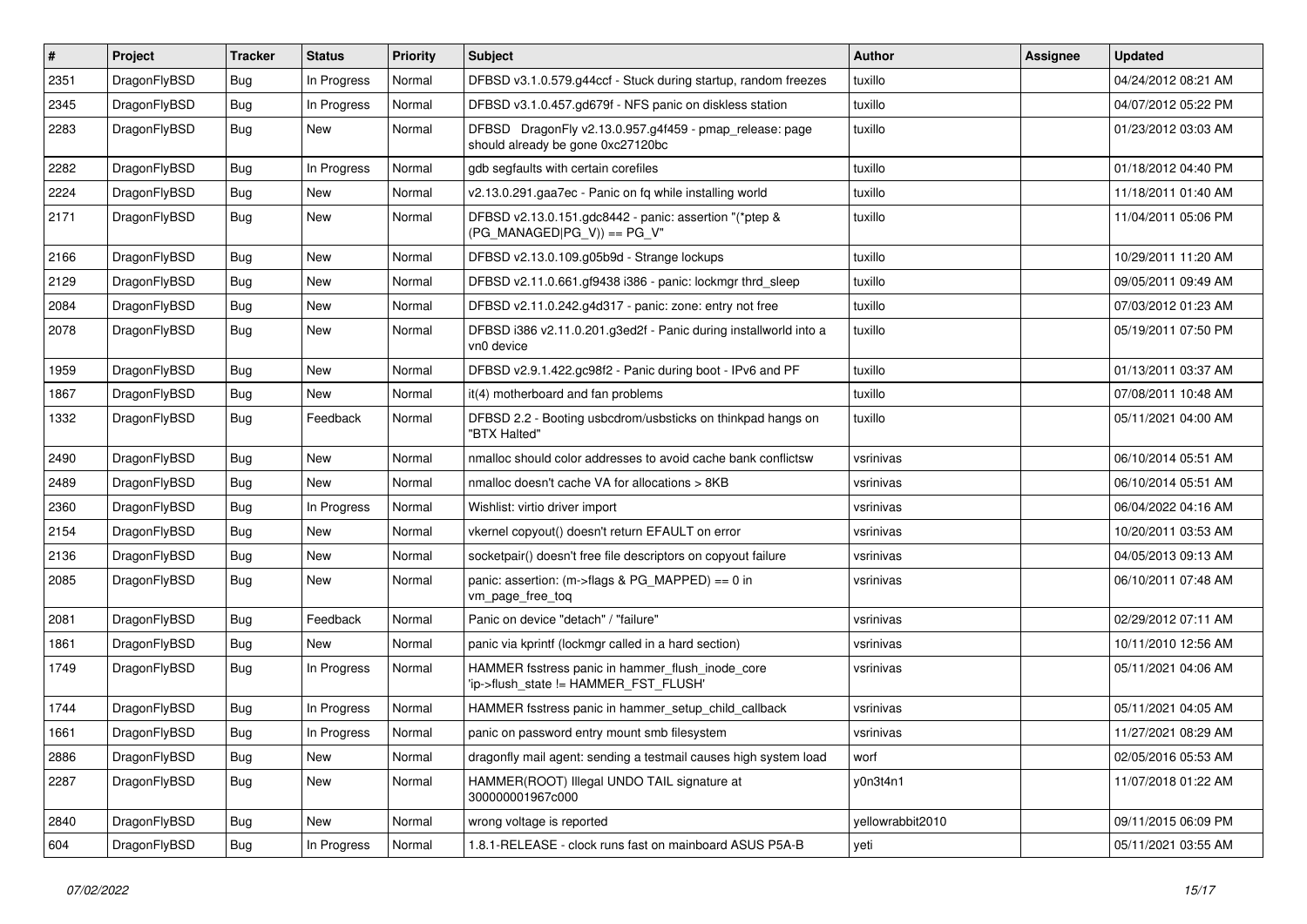| # | Project | Tracker | Status | Priority | Subject | Author | Assignee | Updated |
|---|---|---|---|---|---|---|---|---|
| 2351 | DragonFlyBSD | Bug | In Progress | Normal | DFBSD v3.1.0.579.g44ccf - Stuck during startup, random freezes | tuxillo | | 04/24/2012 08:21 AM |
| 2345 | DragonFlyBSD | Bug | In Progress | Normal | DFBSD v3.1.0.457.gd679f - NFS panic on diskless station | tuxillo | | 04/07/2012 05:22 PM |
| 2283 | DragonFlyBSD | Bug | New | Normal | DFBSD DragonFly v2.13.0.957.g4f459 - pmap_release: page should already be gone 0xc27120bc | tuxillo | | 01/23/2012 03:03 AM |
| 2282 | DragonFlyBSD | Bug | In Progress | Normal | gdb segfaults with certain corefiles | tuxillo | | 01/18/2012 04:40 PM |
| 2224 | DragonFlyBSD | Bug | New | Normal | v2.13.0.291.gaa7ec - Panic on fq while installing world | tuxillo | | 11/18/2011 01:40 AM |
| 2171 | DragonFlyBSD | Bug | New | Normal | DFBSD v2.13.0.151.gdc8442 - panic: assertion "(*ptep & (PG_MANAGED\|PG_V)) == PG_V" | tuxillo | | 11/04/2011 05:06 PM |
| 2166 | DragonFlyBSD | Bug | New | Normal | DFBSD v2.13.0.109.g05b9d - Strange lockups | tuxillo | | 10/29/2011 11:20 AM |
| 2129 | DragonFlyBSD | Bug | New | Normal | DFBSD v2.11.0.661.gf9438 i386 - panic: lockmgr thrd_sleep | tuxillo | | 09/05/2011 09:49 AM |
| 2084 | DragonFlyBSD | Bug | New | Normal | DFBSD v2.11.0.242.g4d317 - panic: zone: entry not free | tuxillo | | 07/03/2012 01:23 AM |
| 2078 | DragonFlyBSD | Bug | New | Normal | DFBSD i386 v2.11.0.201.g3ed2f - Panic during installworld into a vn0 device | tuxillo | | 05/19/2011 07:50 PM |
| 1959 | DragonFlyBSD | Bug | New | Normal | DFBSD v2.9.1.422.gc98f2 - Panic during boot - IPv6 and PF | tuxillo | | 01/13/2011 03:37 AM |
| 1867 | DragonFlyBSD | Bug | New | Normal | it(4) motherboard and fan problems | tuxillo | | 07/08/2011 10:48 AM |
| 1332 | DragonFlyBSD | Bug | Feedback | Normal | DFBSD 2.2 - Booting usbcdrom/usbsticks on thinkpad hangs on "BTX Halted" | tuxillo | | 05/11/2021 04:00 AM |
| 2490 | DragonFlyBSD | Bug | New | Normal | nmalloc should color addresses to avoid cache bank conflictsw | vsrinivas | | 06/10/2014 05:51 AM |
| 2489 | DragonFlyBSD | Bug | New | Normal | nmalloc doesn't cache VA for allocations > 8KB | vsrinivas | | 06/10/2014 05:51 AM |
| 2360 | DragonFlyBSD | Bug | In Progress | Normal | Wishlist: virtio driver import | vsrinivas | | 06/04/2022 04:16 AM |
| 2154 | DragonFlyBSD | Bug | New | Normal | vkernel copyout() doesn't return EFAULT on error | vsrinivas | | 10/20/2011 03:53 AM |
| 2136 | DragonFlyBSD | Bug | New | Normal | socketpair() doesn't free file descriptors on copyout failure | vsrinivas | | 04/05/2013 09:13 AM |
| 2085 | DragonFlyBSD | Bug | New | Normal | panic: assertion: (m->flags & PG_MAPPED) == 0 in vm_page_free_toq | vsrinivas | | 06/10/2011 07:48 AM |
| 2081 | DragonFlyBSD | Bug | Feedback | Normal | Panic on device "detach" / "failure" | vsrinivas | | 02/29/2012 07:11 AM |
| 1861 | DragonFlyBSD | Bug | New | Normal | panic via kprintf (lockmgr called in a hard section) | vsrinivas | | 10/11/2010 12:56 AM |
| 1749 | DragonFlyBSD | Bug | In Progress | Normal | HAMMER fsstress panic in hammer_flush_inode_core 'ip->flush_state != HAMMER_FST_FLUSH' | vsrinivas | | 05/11/2021 04:06 AM |
| 1744 | DragonFlyBSD | Bug | In Progress | Normal | HAMMER fsstress panic in hammer_setup_child_callback | vsrinivas | | 05/11/2021 04:05 AM |
| 1661 | DragonFlyBSD | Bug | In Progress | Normal | panic on password entry mount smb filesystem | vsrinivas | | 11/27/2021 08:29 AM |
| 2886 | DragonFlyBSD | Bug | New | Normal | dragonfly mail agent: sending a testmail causes high system load | worf | | 02/05/2016 05:53 AM |
| 2287 | DragonFlyBSD | Bug | New | Normal | HAMMER(ROOT) Illegal UNDO TAIL signature at 300000001967c000 | y0n3t4n1 | | 11/07/2018 01:22 AM |
| 2840 | DragonFlyBSD | Bug | New | Normal | wrong voltage is reported | yellowrabbit2010 | | 09/11/2015 06:09 PM |
| 604 | DragonFlyBSD | Bug | In Progress | Normal | 1.8.1-RELEASE - clock runs fast on mainboard ASUS P5A-B | yeti | | 05/11/2021 03:55 AM |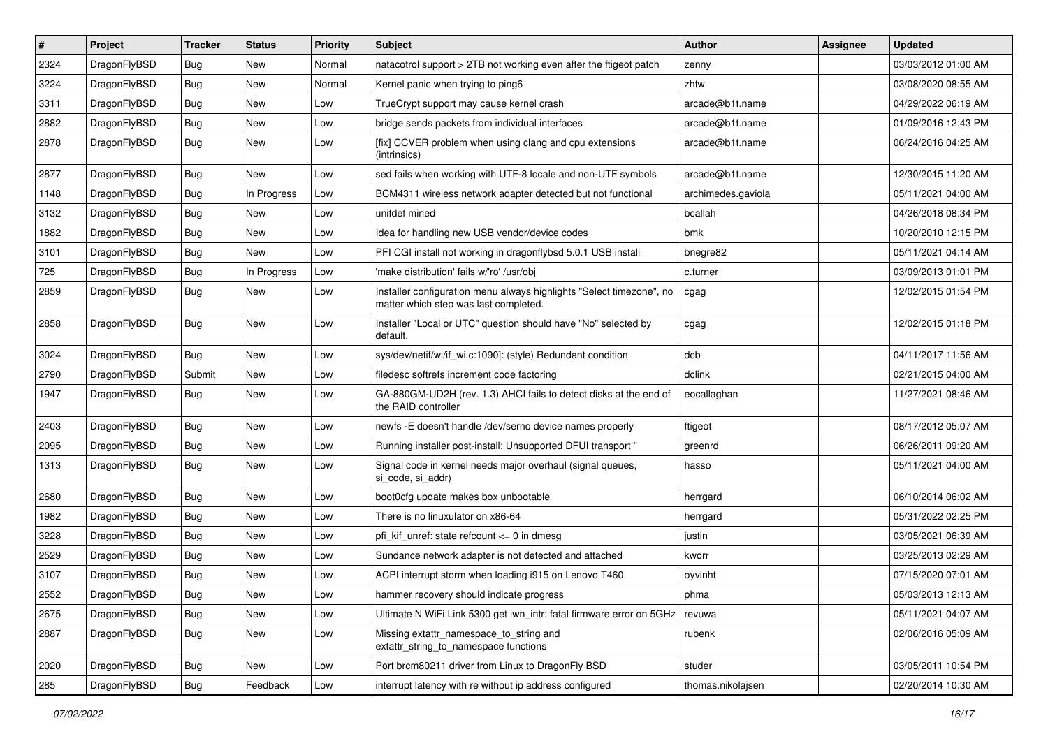| # | Project | Tracker | Status | Priority | Subject | Author | Assignee | Updated |
|---|---|---|---|---|---|---|---|---|
| 2324 | DragonFlyBSD | Bug | New | Normal | natacotrol support > 2TB not working even after the ftigeot patch | zenny | | 03/03/2012 01:00 AM |
| 3224 | DragonFlyBSD | Bug | New | Normal | Kernel panic when trying to ping6 | zhtw | | 03/08/2020 08:55 AM |
| 3311 | DragonFlyBSD | Bug | New | Low | TrueCrypt support may cause kernel crash | arcade@b1t.name | | 04/29/2022 06:19 AM |
| 2882 | DragonFlyBSD | Bug | New | Low | bridge sends packets from individual interfaces | arcade@b1t.name | | 01/09/2016 12:43 PM |
| 2878 | DragonFlyBSD | Bug | New | Low | [fix] CCVER problem when using clang and cpu extensions (intrinsics) | arcade@b1t.name | | 06/24/2016 04:25 AM |
| 2877 | DragonFlyBSD | Bug | New | Low | sed fails when working with UTF-8 locale and non-UTF symbols | arcade@b1t.name | | 12/30/2015 11:20 AM |
| 1148 | DragonFlyBSD | Bug | In Progress | Low | BCM4311 wireless network adapter detected but not functional | archimedes.gaviola | | 05/11/2021 04:00 AM |
| 3132 | DragonFlyBSD | Bug | New | Low | unifdef mined | bcallah | | 04/26/2018 08:34 PM |
| 1882 | DragonFlyBSD | Bug | New | Low | Idea for handling new USB vendor/device codes | bmk | | 10/20/2010 12:15 PM |
| 3101 | DragonFlyBSD | Bug | New | Low | PFI CGI install not working in dragonflybsd 5.0.1 USB install | bnegre82 | | 05/11/2021 04:14 AM |
| 725 | DragonFlyBSD | Bug | In Progress | Low | 'make distribution' fails w/'ro' /usr/obj | c.turner | | 03/09/2013 01:01 PM |
| 2859 | DragonFlyBSD | Bug | New | Low | Installer configuration menu always highlights "Select timezone", no matter which step was last completed. | cgag | | 12/02/2015 01:54 PM |
| 2858 | DragonFlyBSD | Bug | New | Low | Installer "Local or UTC" question should have "No" selected by default. | cgag | | 12/02/2015 01:18 PM |
| 3024 | DragonFlyBSD | Bug | New | Low | sys/dev/netif/wi/if_wi.c:1090]: (style) Redundant condition | dcb | | 04/11/2017 11:56 AM |
| 2790 | DragonFlyBSD | Submit | New | Low | filedesc softrefs increment code factoring | dclink | | 02/21/2015 04:00 AM |
| 1947 | DragonFlyBSD | Bug | New | Low | GA-880GM-UD2H (rev. 1.3) AHCI fails to detect disks at the end of the RAID controller | eocallaghan | | 11/27/2021 08:46 AM |
| 2403 | DragonFlyBSD | Bug | New | Low | newfs -E doesn't handle /dev/serno device names properly | ftigeot | | 08/17/2012 05:07 AM |
| 2095 | DragonFlyBSD | Bug | New | Low | Running installer post-install: Unsupported DFUI transport " | greenrd | | 06/26/2011 09:20 AM |
| 1313 | DragonFlyBSD | Bug | New | Low | Signal code in kernel needs major overhaul (signal queues, si_code, si_addr) | hasso | | 05/11/2021 04:00 AM |
| 2680 | DragonFlyBSD | Bug | New | Low | boot0cfg update makes box unbootable | herrgard | | 06/10/2014 06:02 AM |
| 1982 | DragonFlyBSD | Bug | New | Low | There is no linuxulator on x86-64 | herrgard | | 05/31/2022 02:25 PM |
| 3228 | DragonFlyBSD | Bug | New | Low | pfi_kif_unref: state refcount <= 0 in dmesg | justin | | 03/05/2021 06:39 AM |
| 2529 | DragonFlyBSD | Bug | New | Low | Sundance network adapter is not detected and attached | kworr | | 03/25/2013 02:29 AM |
| 3107 | DragonFlyBSD | Bug | New | Low | ACPI interrupt storm when loading i915 on Lenovo T460 | oyvinht | | 07/15/2020 07:01 AM |
| 2552 | DragonFlyBSD | Bug | New | Low | hammer recovery should indicate progress | phma | | 05/03/2013 12:13 AM |
| 2675 | DragonFlyBSD | Bug | New | Low | Ultimate N WiFi Link 5300 get iwn_intr: fatal firmware error on 5GHz | revuwa | | 05/11/2021 04:07 AM |
| 2887 | DragonFlyBSD | Bug | New | Low | Missing extattr_namespace_to_string and extattr_string_to_namespace functions | rubenk | | 02/06/2016 05:09 AM |
| 2020 | DragonFlyBSD | Bug | New | Low | Port brcm80211 driver from Linux to DragonFly BSD | studer | | 03/05/2011 10:54 PM |
| 285 | DragonFlyBSD | Bug | Feedback | Low | interrupt latency with re without ip address configured | thomas.nikolajsen | | 02/20/2014 10:30 AM |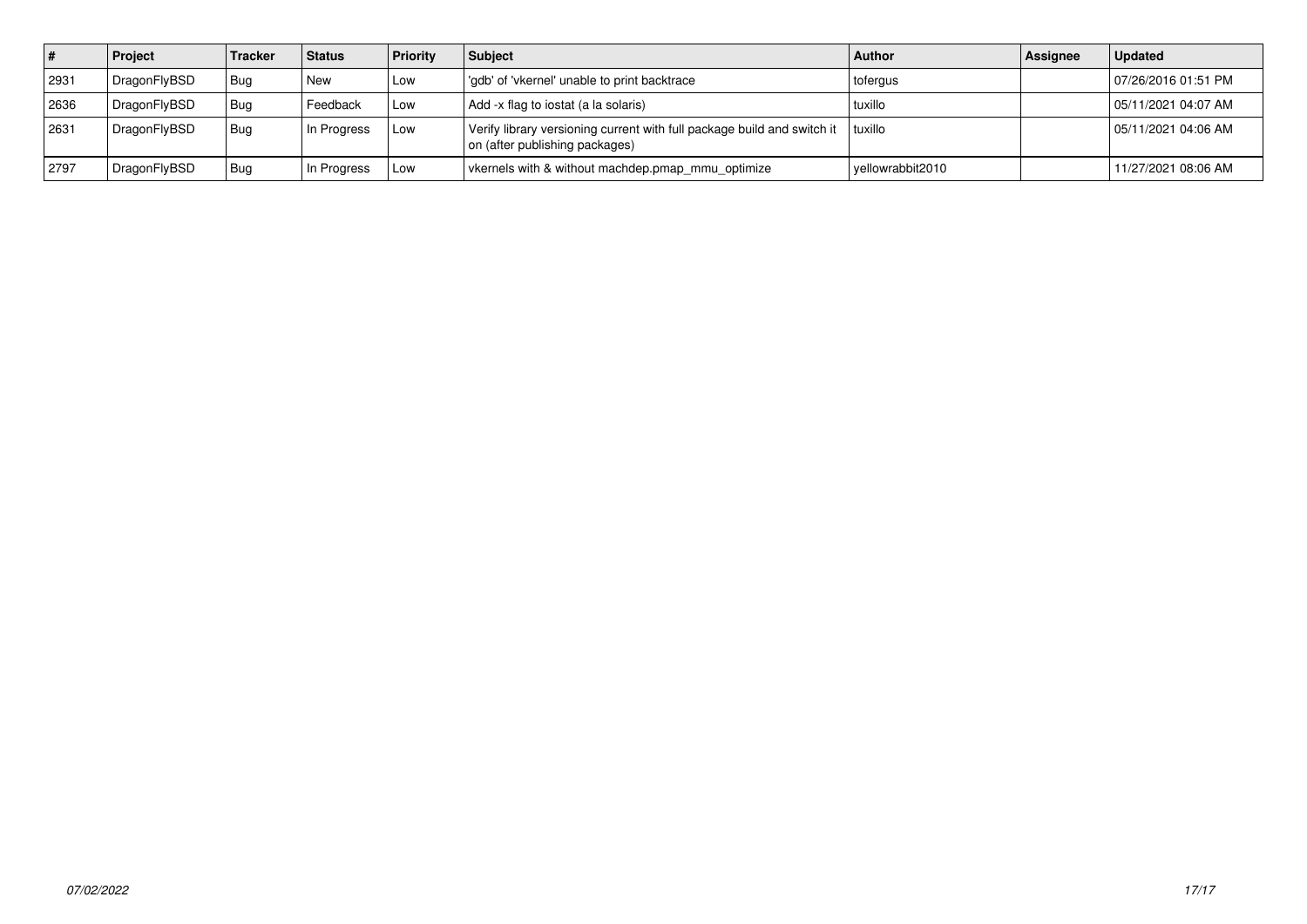| # | Project | Tracker | Status | Priority | Subject | Author | Assignee | Updated |
|---|---|---|---|---|---|---|---|---|
| 2931 | DragonFlyBSD | Bug | New | Low | 'gdb' of 'vkernel' unable to print backtrace | tofergus | | 07/26/2016 01:51 PM |
| 2636 | DragonFlyBSD | Bug | Feedback | Low | Add -x flag to iostat (a la solaris) | tuxillo | | 05/11/2021 04:07 AM |
| 2631 | DragonFlyBSD | Bug | In Progress | Low | Verify library versioning current with full package build and switch it on (after publishing packages) | tuxillo | | 05/11/2021 04:06 AM |
| 2797 | DragonFlyBSD | Bug | In Progress | Low | vkernels with & without machdep.pmap_mmu_optimize | yellowrabbit2010 | | 11/27/2021 08:06 AM |